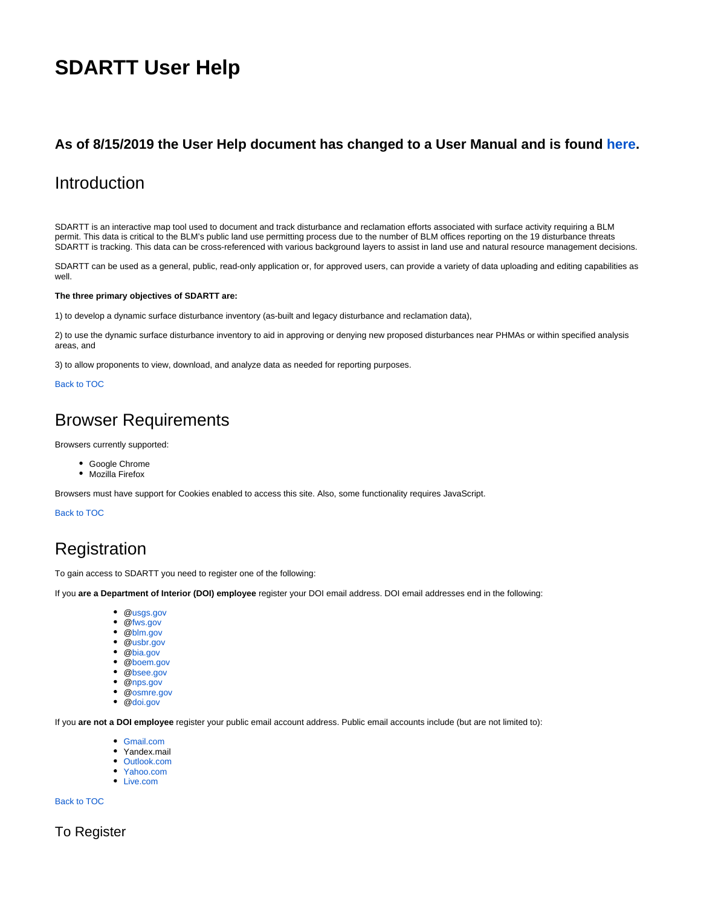# SDARTT User Help

### As of 8/15/2019 the User Help document has changed to a User Manual and is found here.

## Introduction

SDARTT is an interactive map tool used to document and track disturbance and reclamation efforts associated with surface activity requiring a BLM permit. This data is critical to the BLM's public land use permitting process due to the number of BLM offices reporting on the 19 disturbance threats SDARTT is tracking. This data can be cross-referenced with various background layers to assist in land use and natural resource management decisions.

SDARTT can be used as a general, public, read-only application or, for approved users, can provide a variety of data uploading and editing capabilities as well.

**The three primary objectives of SDARTT are:**

1) to develop a dynamic surface disturbance inventory (as-built and legacy disturbance and reclamation data),

2) to use the dynamic surface disturbance inventory to aid in approving or denying new proposed disturbances near PHMAs or within specified analysis areas, and

3) to allow proponents to view, download, and analyze data as needed for reporting purposes.

Back to TOC

## Browser Requirements

Browsers currently supported:

- Google Chrome
- Mozilla Firefox

Browsers must have support for Cookies enabled to access this site. Also, some functionality requires JavaScript.

Back to TOC

## Registration

To gain access to SDARTT you need to register one of the following:

If you **are a Department of Interior (DOI) employee** register your DOI email address. DOI email addresses end in the following:

- @usgs.gov
- @fws.gov
- @blm.gov
- @usbr.gov
- @bia.gov
- @boem.gov
- @bsee.gov
- @nps.gov
- @osmre.gov
- @doi.gov

If you **are not a DOI employee** register your public email account address. Public email accounts include (but are not limited to):

- Gmail.com
- Yandex.mail
- Outlook.com
- Yahoo.com
- Live.com

Back to TOC

### To Register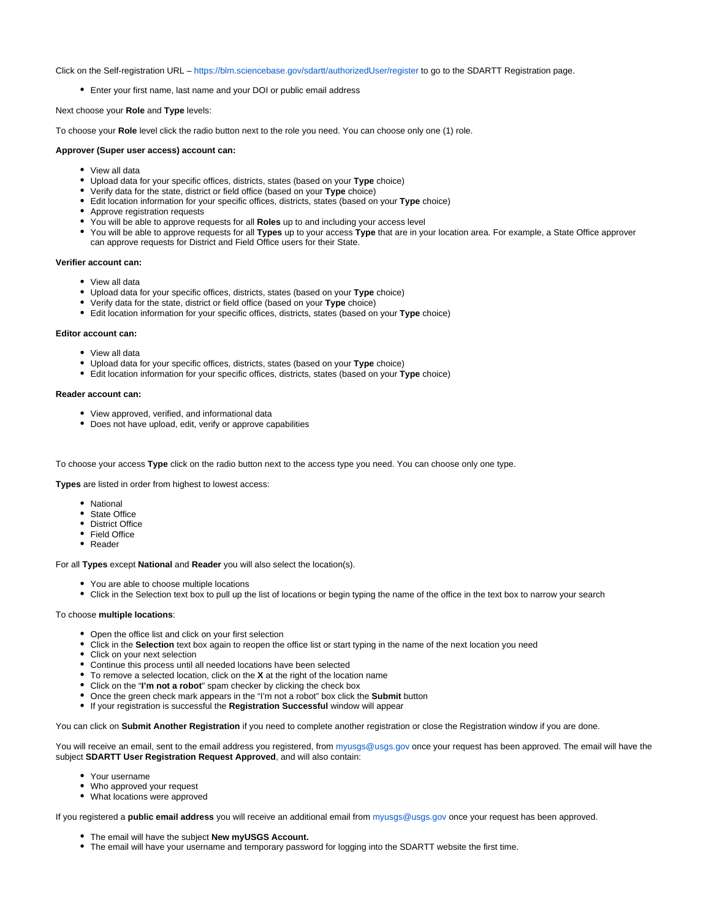Click on the Self-registration URL – https://blm.sciencebase.gov/sdartt/authorizedUser/register to go to the SDARTT Registration page.

- Enter your first name, last name and your DOI or public email address

Next choose your **Role** and **Type** levels:

To choose your **Role** level click the radio button next to the role you need. You can choose only one (1) role.

**Approver (Super user access) account can:**

- View all data
- Upload data for your specific offices, districts, states (based on your **Type** choice)
- Verify data for the state, district or field office (based on your **Type** choice)
- Edit location information for your specific offices, districts, states (based on your **Type** choice)
- Approve registration requests
- You will be able to approve requests for all **Roles** up to and including your access level
- You will be able to approve requests for all **Types** up to your access **Type** that are in your location area. For example, a State Office approver can approve requests for District and Field Office users for their State.

**Verifier account can:**

- View all data
- Upload data for your specific offices, districts, states (based on your **Type** choice)
- Verify data for the state, district or field office (based on your **Type** choice)
- Edit location information for your specific offices, districts, states (based on your **Type** choice)

**Editor account can:**

- View all data
- Upload data for your specific offices, districts, states (based on your **Type** choice)
- Edit location information for your specific offices, districts, states (based on your **Type** choice)

**Reader account can:**

- View approved, verified, and informational data
- Does not have upload, edit, verify or approve capabilities

To choose your access **Type** click on the radio button next to the access type you need. You can choose only one type.

**Types** are listed in order from highest to lowest access:

- National
- State Office
- District Office
- Field Office
- Reader

For all **Types** except **National** and **Reader** you will also select the location(s).

- You are able to choose multiple locations
- Click in the Selection text box to pull up the list of locations or begin typing the name of the office in the text box to narrow your search

To choose **multiple locations**:

- Open the office list and click on your first selection
- Click in the **Selection** text box again to reopen the office list or start typing in the name of the next location you need
- Click on your next selection
- Continue this process until all needed locations have been selected
- To remove a selected location, click on the **X** at the right of the location name
- Click on the "**I'm not a robot**" spam checker by clicking the check box
- Once the green check mark appears in the "I'm not a robot" box click the **Submit** button
- If your registration is successful the **Registration Successful** window will appear

You can click on **Submit Another Registration** if you need to complete another registration or close the Registration window if you are done.

You will receive an email, sent to the email address you registered, from myusgs@usgs.gov once your request has been approved. The email will have the subject **SDARTT User Registration Request Approved**, and will also contain:

- Your username
- Who approved your request
- What locations were approved

If you registered a **public email address** you will receive an additional email from myusgs@usgs.gov once your request has been approved.

- The email will have the subject **New myUSGS Account.**
- The email will have your username and temporary password for logging into the SDARTT website the first time.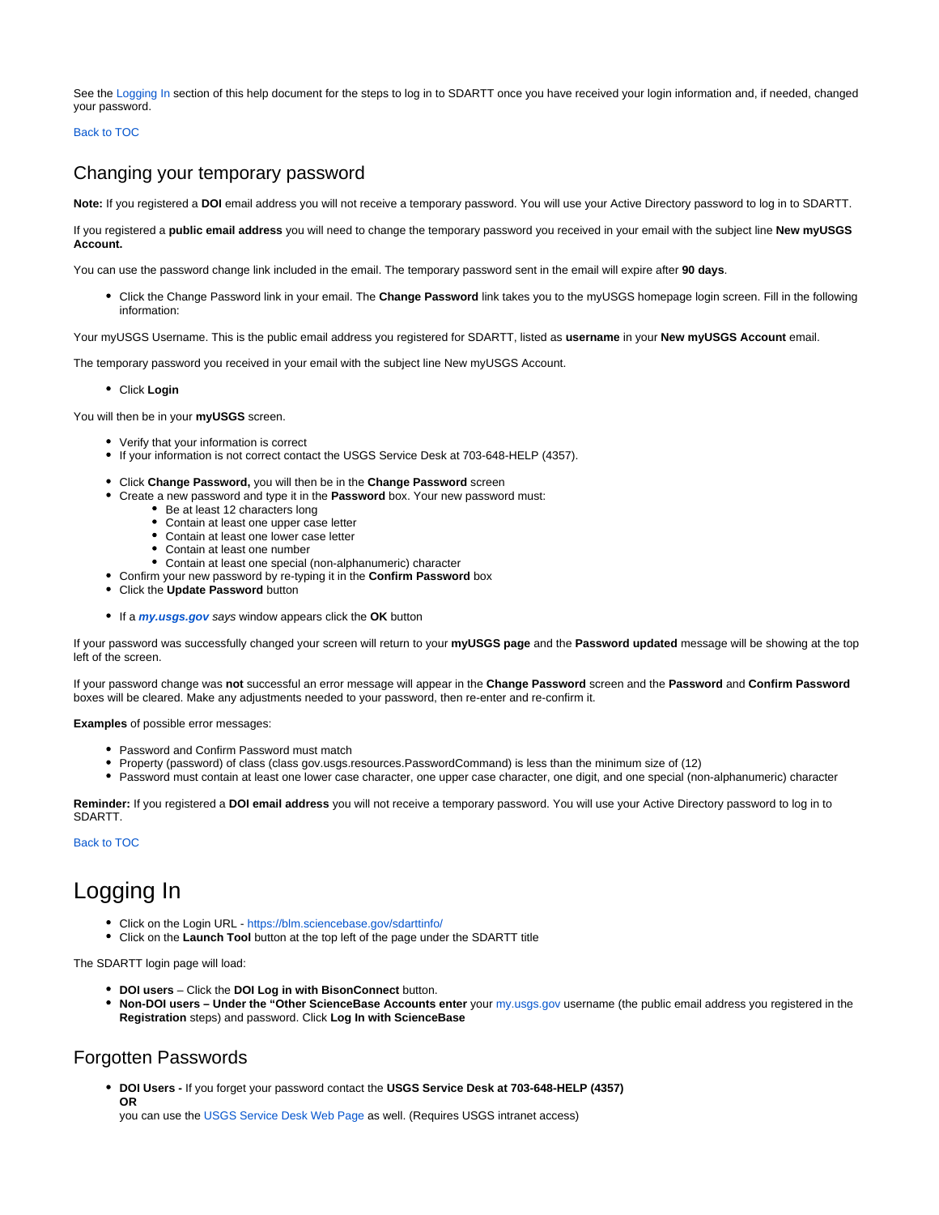See the Logging In section of this help document for the steps to log in to SDARTT once you have received your login information and, if needed, changed your password.

Back to TOC

## Changing your temporary password

**Note:** If you registered a **DOI** email address you will not receive a temporary password. You will use your Active Directory password to log in to SDARTT.

If you registered a **public email address** you will need to change the temporary password you received in your email with the subject line **New myUSGS Account.**

You can use the password change link included in the email. The temporary password sent in the email will expire after **90 days**.

- Click the Change Password link in your email. The **Change Password** link takes you to the myUSGS homepage login screen. Fill in the following information:

Your myUSGS Username. This is the public email address you registered for SDARTT, listed as **username** in your **New myUSGS Account** email.

The temporary password you received in your email with the subject line New myUSGS Account.

- Click **Login**

You will then be in your **myUSGS** screen.

- Verify that your information is correct
- If your information is not correct contact the USGS Service Desk at 703-648-HELP (4357).

- Click **Change Password,** you will then be in the **Change Password** screen
- Create a new password and type it in the **Password** box. Your new password must:
  - Be at least 12 characters long
  - Contain at least one upper case letter
  - Contain at least one lower case letter
  - Contain at least one number
  - Contain at least one special (non-alphanumeric) character
- Confirm your new password by re-typing it in the **Confirm Password** box
- Click the **Update Password** button

- If a ***my.usgs.gov*** *says* window appears click the **OK** button

If your password was successfully changed your screen will return to your **myUSGS page** and the **Password updated** message will be showing at the top left of the screen.

If your password change was **not** successful an error message will appear in the **Change Password** screen and the **Password** and **Confirm Password** boxes will be cleared. Make any adjustments needed to your password, then re-enter and re-confirm it.

**Examples** of possible error messages:

- Password and Confirm Password must match
- Property (password) of class (class gov.usgs.resources.PasswordCommand) is less than the minimum size of (12)
- Password must contain at least one lower case character, one upper case character, one digit, and one special (non-alphanumeric) character

**Reminder:** If you registered a **DOI email address** you will not receive a temporary password. You will use your Active Directory password to log in to SDARTT.

Back to TOC

# Logging In

- Click on the Login URL - https://blm.sciencebase.gov/sdarttinfo/
- Click on the **Launch Tool** button at the top left of the page under the SDARTT title

The SDARTT login page will load:

- **DOI users** – Click the **DOI Log in with BisonConnect** button.
- **Non-DOI users – Under the "Other ScienceBase Accounts enter** your my.usgs.gov username (the public email address you registered in the **Registration** steps) and password. Click **Log In with ScienceBase**

## Forgotten Passwords

- **DOI Users -** If you forget your password contact the **USGS Service Desk at 703-648-HELP (4357)**
  **OR**
  you can use the USGS Service Desk Web Page as well. (Requires USGS intranet access)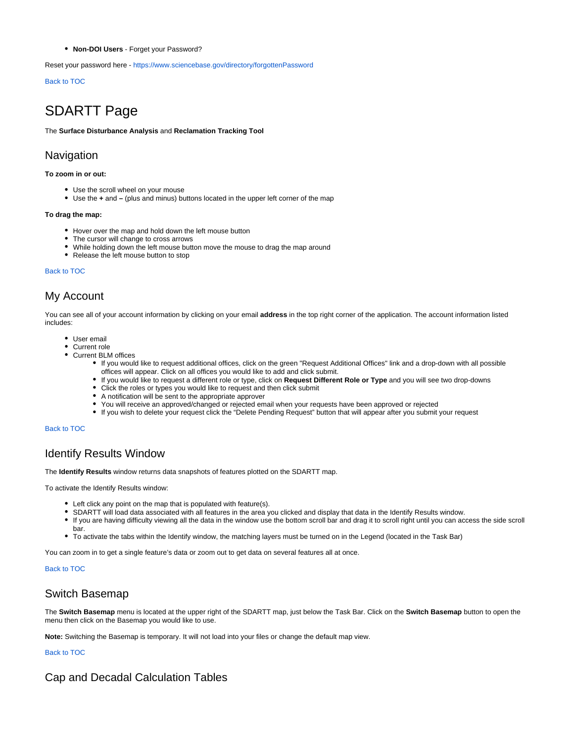- **Non-DOI Users** - Forget your Password?

Reset your password here - https://www.sciencebase.gov/directory/forgottenPassword

Back to TOC

# SDARTT Page

The **Surface Disturbance Analysis** and **Reclamation Tracking Tool**

## Navigation

**To zoom in or out:**

- Use the scroll wheel on your mouse
- Use the **+** and **–** (plus and minus) buttons located in the upper left corner of the map

**To drag the map:**

- Hover over the map and hold down the left mouse button
- The cursor will change to cross arrows
- While holding down the left mouse button move the mouse to drag the map around
- Release the left mouse button to stop

Back to TOC

## My Account

You can see all of your account information by clicking on your email **address** in the top right corner of the application. The account information listed includes:

- User email
- Current role
- Current BLM offices
  - If you would like to request additional offices, click on the green "Request Additional Offices" link and a drop-down with all possible offices will appear. Click on all offices you would like to add and click submit.
  - If you would like to request a different role or type, click on **Request Different Role or Type** and you will see two drop-downs
  - Click the roles or types you would like to request and then click submit
  - A notification will be sent to the appropriate approver
  - You will receive an approved/changed or rejected email when your requests have been approved or rejected
  - If you wish to delete your request click the "Delete Pending Request" button that will appear after you submit your request

Back to TOC

## Identify Results Window

The **Identify Results** window returns data snapshots of features plotted on the SDARTT map.

To activate the Identify Results window:

- Left click any point on the map that is populated with feature(s).
- SDARTT will load data associated with all features in the area you clicked and display that data in the Identify Results window.
- If you are having difficulty viewing all the data in the window use the bottom scroll bar and drag it to scroll right until you can access the side scroll bar.
- To activate the tabs within the Identify window, the matching layers must be turned on in the Legend (located in the Task Bar)

You can zoom in to get a single feature's data or zoom out to get data on several features all at once.

Back to TOC

## Switch Basemap

The **Switch Basemap** menu is located at the upper right of the SDARTT map, just below the Task Bar. Click on the **Switch Basemap** button to open the menu then click on the Basemap you would like to use.

**Note:** Switching the Basemap is temporary. It will not load into your files or change the default map view.

Back to TOC

## Cap and Decadal Calculation Tables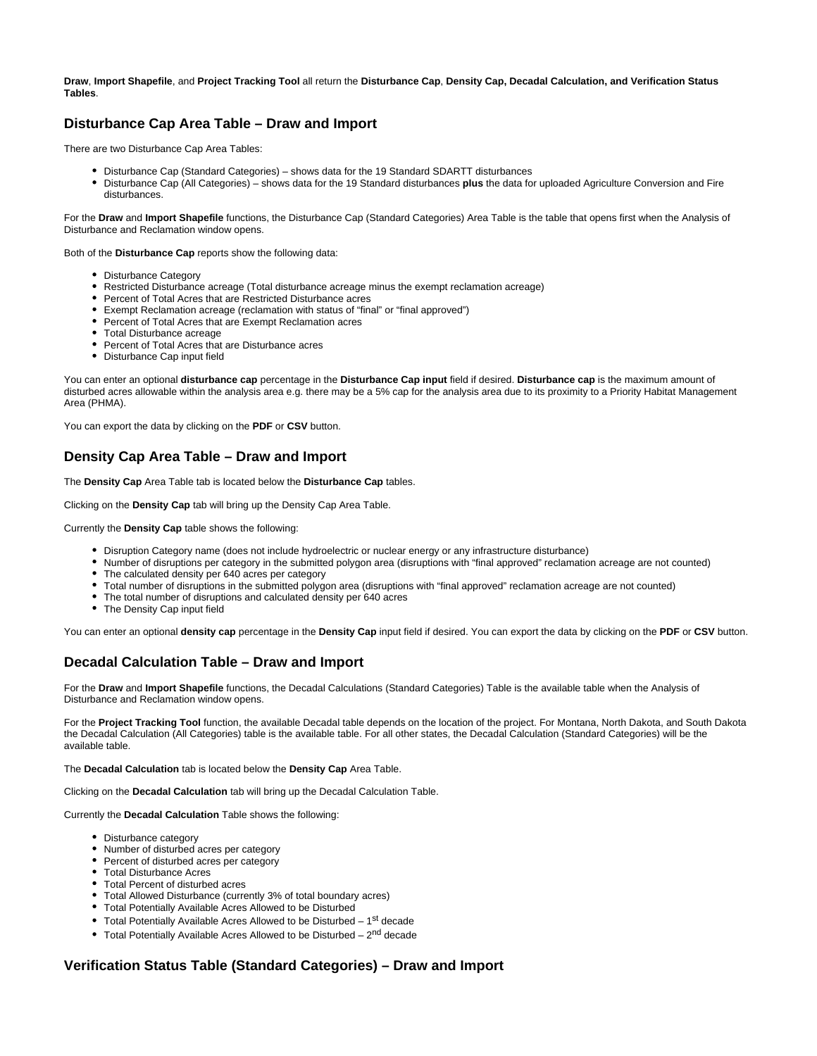**Draw**, **Import Shapefile**, and **Project Tracking Tool** all return the **Disturbance Cap**, **Density Cap, Decadal Calculation, and Verification Status Tables**.

## Disturbance Cap Area Table – Draw and Import

There are two Disturbance Cap Area Tables:

- Disturbance Cap (Standard Categories) – shows data for the 19 Standard SDARTT disturbances
- Disturbance Cap (All Categories) – shows data for the 19 Standard disturbances **plus** the data for uploaded Agriculture Conversion and Fire disturbances.

For the **Draw** and **Import Shapefile** functions, the Disturbance Cap (Standard Categories) Area Table is the table that opens first when the Analysis of Disturbance and Reclamation window opens.

Both of the **Disturbance Cap** reports show the following data:

- Disturbance Category
- Restricted Disturbance acreage (Total disturbance acreage minus the exempt reclamation acreage)
- Percent of Total Acres that are Restricted Disturbance acres
- Exempt Reclamation acreage (reclamation with status of "final" or "final approved")
- Percent of Total Acres that are Exempt Reclamation acres
- Total Disturbance acreage
- Percent of Total Acres that are Disturbance acres
- Disturbance Cap input field

You can enter an optional **disturbance cap** percentage in the **Disturbance Cap input** field if desired. **Disturbance cap** is the maximum amount of disturbed acres allowable within the analysis area e.g. there may be a 5% cap for the analysis area due to its proximity to a Priority Habitat Management Area (PHMA).

You can export the data by clicking on the **PDF** or **CSV** button.

## Density Cap Area Table – Draw and Import

The **Density Cap** Area Table tab is located below the **Disturbance Cap** tables.

Clicking on the **Density Cap** tab will bring up the Density Cap Area Table.

Currently the **Density Cap** table shows the following:

- Disruption Category name (does not include hydroelectric or nuclear energy or any infrastructure disturbance)
- Number of disruptions per category in the submitted polygon area (disruptions with "final approved" reclamation acreage are not counted)
- The calculated density per 640 acres per category
- Total number of disruptions in the submitted polygon area (disruptions with "final approved" reclamation acreage are not counted)
- The total number of disruptions and calculated density per 640 acres
- The Density Cap input field

You can enter an optional **density cap** percentage in the **Density Cap** input field if desired. You can export the data by clicking on the **PDF** or **CSV** button.

## Decadal Calculation Table – Draw and Import

For the **Draw** and **Import Shapefile** functions, the Decadal Calculations (Standard Categories) Table is the available table when the Analysis of Disturbance and Reclamation window opens.

For the **Project Tracking Tool** function, the available Decadal table depends on the location of the project. For Montana, North Dakota, and South Dakota the Decadal Calculation (All Categories) table is the available table. For all other states, the Decadal Calculation (Standard Categories) will be the available table.

The **Decadal Calculation** tab is located below the **Density Cap** Area Table.

Clicking on the **Decadal Calculation** tab will bring up the Decadal Calculation Table.

Currently the **Decadal Calculation** Table shows the following:

- Disturbance category
- Number of disturbed acres per category
- Percent of disturbed acres per category
- Total Disturbance Acres
- Total Percent of disturbed acres
- Total Allowed Disturbance (currently 3% of total boundary acres)
- Total Potentially Available Acres Allowed to be Disturbed
- Total Potentially Available Acres Allowed to be Disturbed – 1st decade
- Total Potentially Available Acres Allowed to be Disturbed – 2nd decade

## Verification Status Table (Standard Categories) – Draw and Import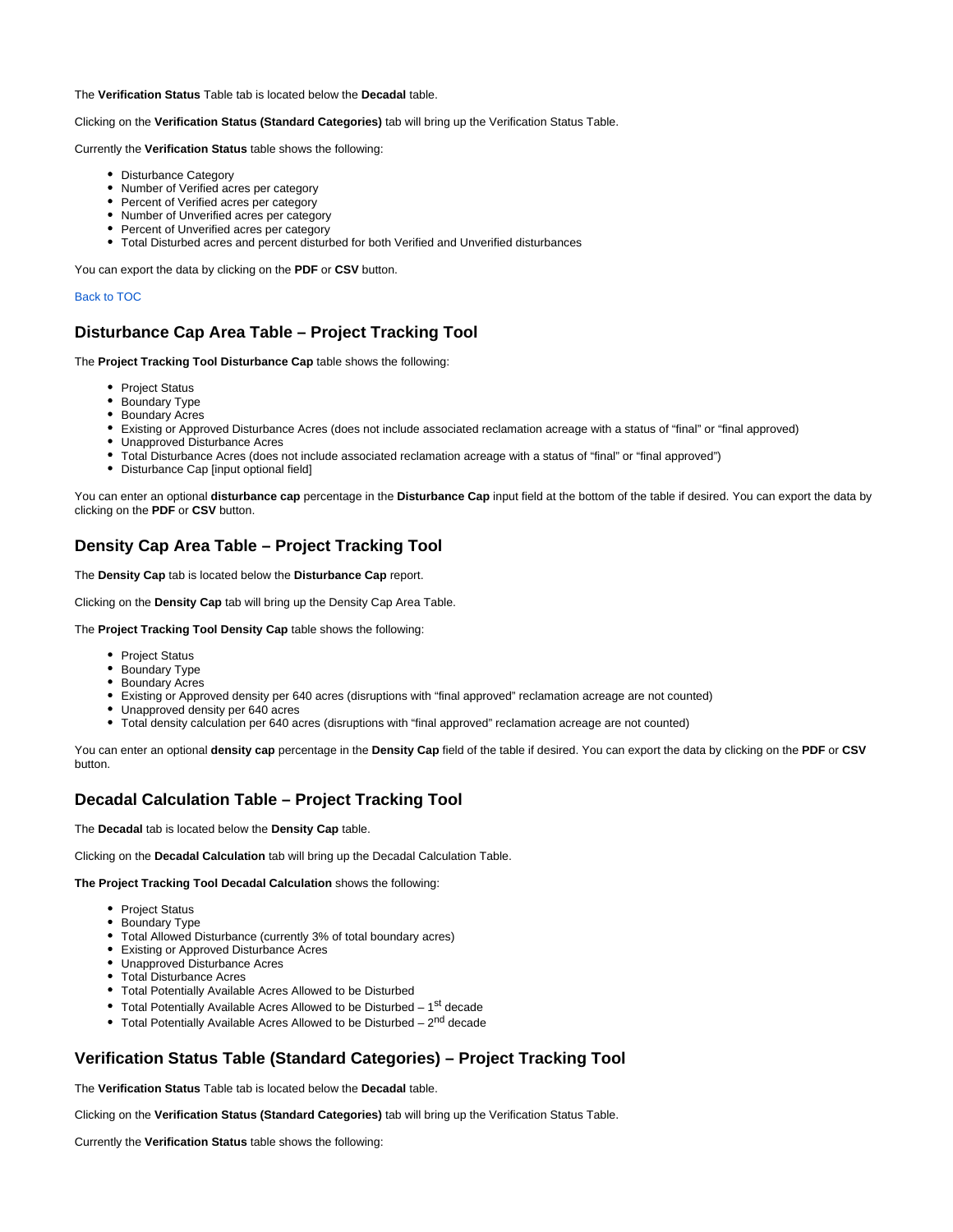The **Verification Status** Table tab is located below the **Decadal** table.

Clicking on the **Verification Status (Standard Categories)** tab will bring up the Verification Status Table.

Currently the **Verification Status** table shows the following:

- Disturbance Category
- Number of Verified acres per category
- Percent of Verified acres per category
- Number of Unverified acres per category
- Percent of Unverified acres per category
- Total Disturbed acres and percent disturbed for both Verified and Unverified disturbances

You can export the data by clicking on the **PDF** or **CSV** button.

Back to TOC

## Disturbance Cap Area Table – Project Tracking Tool

The **Project Tracking Tool Disturbance Cap** table shows the following:

- Project Status
- Boundary Type
- Boundary Acres
- Existing or Approved Disturbance Acres (does not include associated reclamation acreage with a status of "final" or "final approved)
- Unapproved Disturbance Acres
- Total Disturbance Acres (does not include associated reclamation acreage with a status of "final" or "final approved")
- Disturbance Cap [input optional field]

You can enter an optional **disturbance cap** percentage in the **Disturbance Cap** input field at the bottom of the table if desired. You can export the data by clicking on the **PDF** or **CSV** button.

## Density Cap Area Table – Project Tracking Tool

The **Density Cap** tab is located below the **Disturbance Cap** report.

Clicking on the **Density Cap** tab will bring up the Density Cap Area Table.

The **Project Tracking Tool Density Cap** table shows the following:

- Project Status
- Boundary Type
- Boundary Acres
- Existing or Approved density per 640 acres (disruptions with "final approved" reclamation acreage are not counted)
- Unapproved density per 640 acres
- Total density calculation per 640 acres (disruptions with "final approved" reclamation acreage are not counted)

You can enter an optional **density cap** percentage in the **Density Cap** field of the table if desired. You can export the data by clicking on the **PDF** or **CSV** button.

## Decadal Calculation Table – Project Tracking Tool

The **Decadal** tab is located below the **Density Cap** table.

Clicking on the **Decadal Calculation** tab will bring up the Decadal Calculation Table.

**The Project Tracking Tool Decadal Calculation** shows the following:

- Project Status
- Boundary Type
- Total Allowed Disturbance (currently 3% of total boundary acres)
- Existing or Approved Disturbance Acres
- Unapproved Disturbance Acres
- Total Disturbance Acres
- Total Potentially Available Acres Allowed to be Disturbed
- Total Potentially Available Acres Allowed to be Disturbed – 1st decade
- Total Potentially Available Acres Allowed to be Disturbed – 2nd decade

## Verification Status Table (Standard Categories) – Project Tracking Tool

The **Verification Status** Table tab is located below the **Decadal** table.

Clicking on the **Verification Status (Standard Categories)** tab will bring up the Verification Status Table.

Currently the **Verification Status** table shows the following: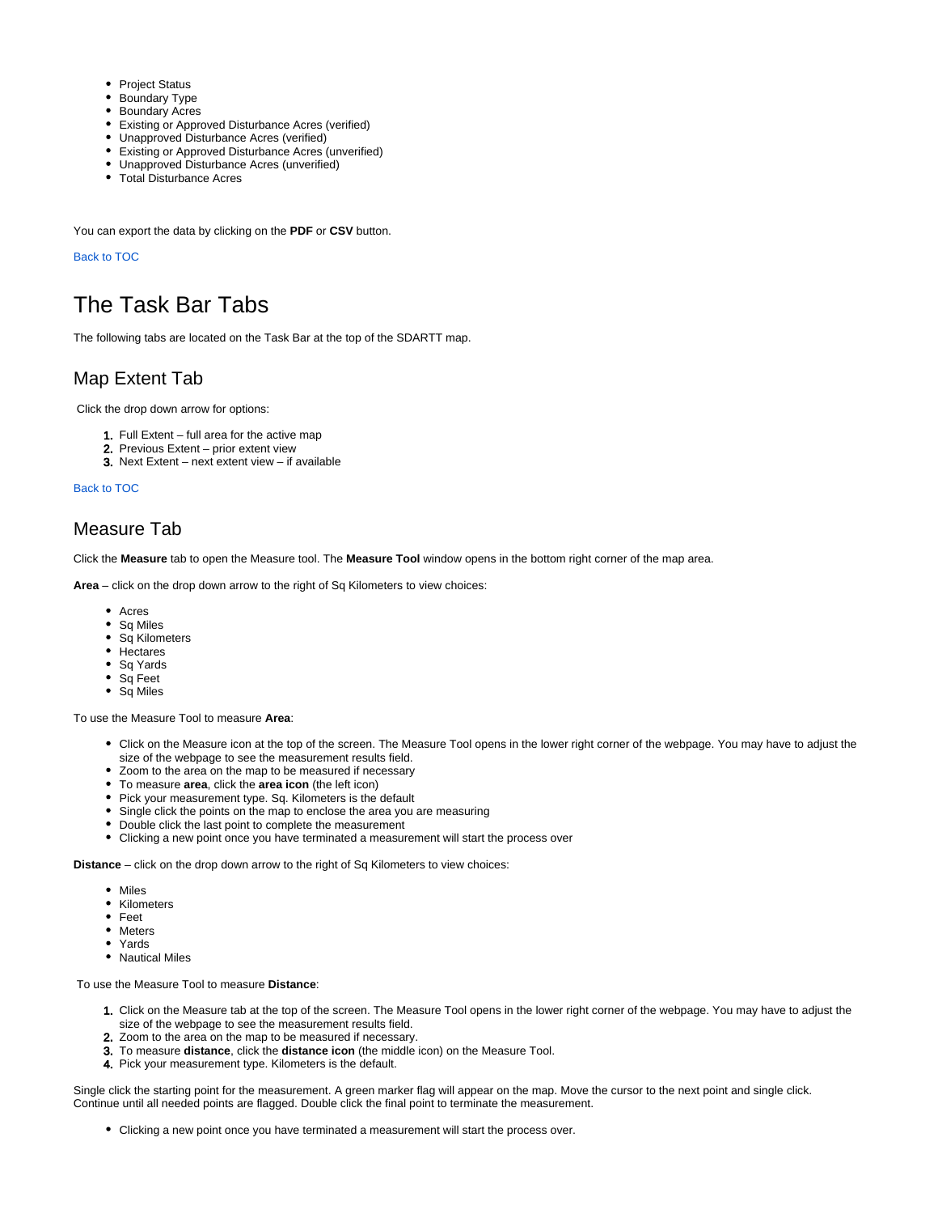- Project Status
- Boundary Type
- Boundary Acres
- Existing or Approved Disturbance Acres (verified)
- Unapproved Disturbance Acres (verified)
- Existing or Approved Disturbance Acres (unverified)
- Unapproved Disturbance Acres (unverified)
- Total Disturbance Acres

You can export the data by clicking on the **PDF** or **CSV** button.

Back to TOC

# The Task Bar Tabs

The following tabs are located on the Task Bar at the top of the SDARTT map.

## Map Extent Tab

Click the drop down arrow for options:

1. Full Extent – full area for the active map
2. Previous Extent – prior extent view
3. Next Extent – next extent view – if available

Back to TOC

## Measure Tab

Click the **Measure** tab to open the Measure tool. The **Measure Tool** window opens in the bottom right corner of the map area.

**Area** – click on the drop down arrow to the right of Sq Kilometers to view choices:

- Acres
- Sq Miles
- Sq Kilometers
- Hectares
- Sq Yards
- Sq Feet
- Sq Miles

To use the Measure Tool to measure **Area**:

- Click on the Measure icon at the top of the screen. The Measure Tool opens in the lower right corner of the webpage. You may have to adjust the size of the webpage to see the measurement results field.
- Zoom to the area on the map to be measured if necessary
- To measure **area**, click the **area icon** (the left icon)
- Pick your measurement type. Sq. Kilometers is the default
- Single click the points on the map to enclose the area you are measuring
- Double click the last point to complete the measurement
- Clicking a new point once you have terminated a measurement will start the process over

**Distance** – click on the drop down arrow to the right of Sq Kilometers to view choices:

- Miles
- Kilometers
- Feet
- Meters
- Yards
- Nautical Miles

To use the Measure Tool to measure **Distance**:

1. Click on the Measure tab at the top of the screen. The Measure Tool opens in the lower right corner of the webpage. You may have to adjust the size of the webpage to see the measurement results field.
2. Zoom to the area on the map to be measured if necessary.
3. To measure **distance**, click the **distance icon** (the middle icon) on the Measure Tool.
4. Pick your measurement type. Kilometers is the default.

Single click the starting point for the measurement. A green marker flag will appear on the map. Move the cursor to the next point and single click. Continue until all needed points are flagged. Double click the final point to terminate the measurement.

- Clicking a new point once you have terminated a measurement will start the process over.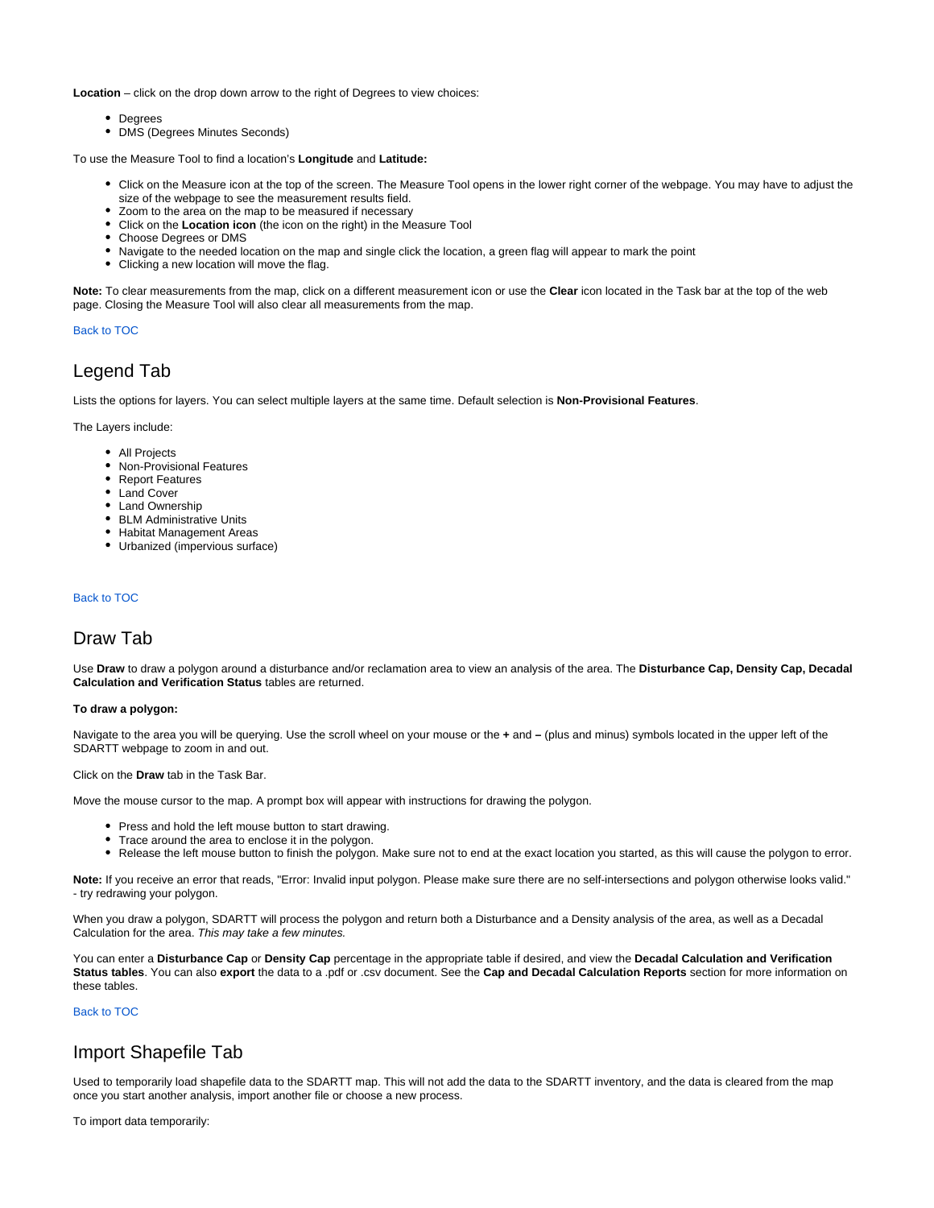**Location** – click on the drop down arrow to the right of Degrees to view choices:

- Degrees
- DMS (Degrees Minutes Seconds)

To use the Measure Tool to find a location's **Longitude** and **Latitude:**

- Click on the Measure icon at the top of the screen. The Measure Tool opens in the lower right corner of the webpage. You may have to adjust the size of the webpage to see the measurement results field.
- Zoom to the area on the map to be measured if necessary
- Click on the **Location icon** (the icon on the right) in the Measure Tool
- Choose Degrees or DMS
- Navigate to the needed location on the map and single click the location, a green flag will appear to mark the point
- Clicking a new location will move the flag.

**Note:** To clear measurements from the map, click on a different measurement icon or use the **Clear** icon located in the Task bar at the top of the web page. Closing the Measure Tool will also clear all measurements from the map.

Back to TOC

## Legend Tab

Lists the options for layers. You can select multiple layers at the same time. Default selection is **Non-Provisional Features**.

The Layers include:

- All Projects
- Non-Provisional Features
- Report Features
- Land Cover
- Land Ownership
- BLM Administrative Units
- Habitat Management Areas
- Urbanized (impervious surface)

Back to TOC

## Draw Tab

Use **Draw** to draw a polygon around a disturbance and/or reclamation area to view an analysis of the area. The **Disturbance Cap, Density Cap, Decadal Calculation and Verification Status** tables are returned.

**To draw a polygon:**

Navigate to the area you will be querying. Use the scroll wheel on your mouse or the **+** and **–** (plus and minus) symbols located in the upper left of the SDARTT webpage to zoom in and out.

Click on the **Draw** tab in the Task Bar.

Move the mouse cursor to the map. A prompt box will appear with instructions for drawing the polygon.

- Press and hold the left mouse button to start drawing.
- Trace around the area to enclose it in the polygon.
- Release the left mouse button to finish the polygon. Make sure not to end at the exact location you started, as this will cause the polygon to error.

**Note:** If you receive an error that reads, "Error: Invalid input polygon. Please make sure there are no self-intersections and polygon otherwise looks valid." - try redrawing your polygon.

When you draw a polygon, SDARTT will process the polygon and return both a Disturbance and a Density analysis of the area, as well as a Decadal Calculation for the area. *This may take a few minutes.*

You can enter a **Disturbance Cap** or **Density Cap** percentage in the appropriate table if desired, and view the **Decadal Calculation and Verification Status tables**. You can also **export** the data to a .pdf or .csv document. See the **Cap and Decadal Calculation Reports** section for more information on these tables.

Back to TOC

## Import Shapefile Tab

Used to temporarily load shapefile data to the SDARTT map. This will not add the data to the SDARTT inventory, and the data is cleared from the map once you start another analysis, import another file or choose a new process.

To import data temporarily: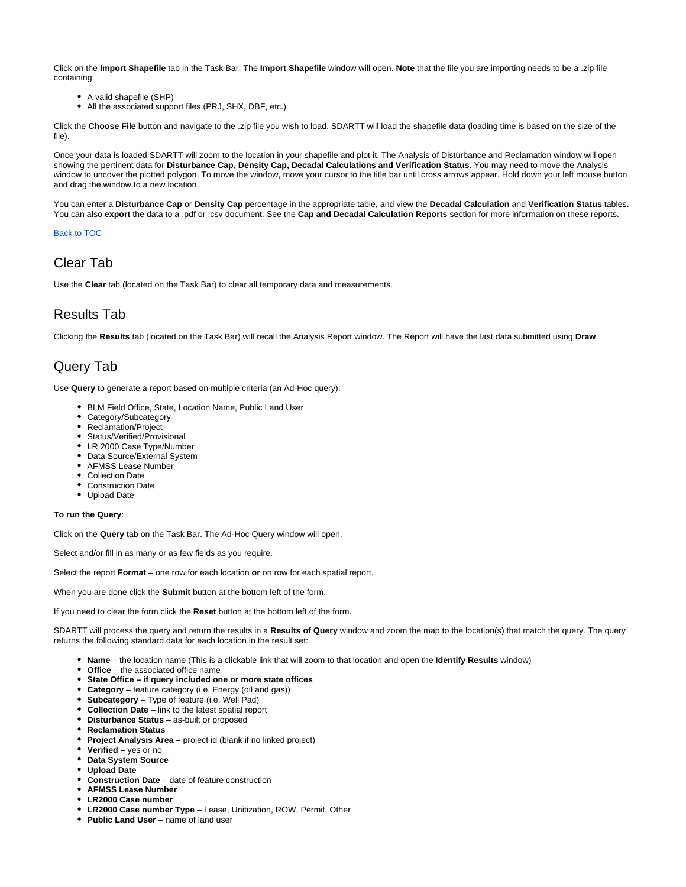Click on the **Import Shapefile** tab in the Task Bar. The **Import Shapefile** window will open. **Note** that the file you are importing needs to be a .zip file containing:

- A valid shapefile (SHP)
- All the associated support files (PRJ, SHX, DBF, etc.)

Click the **Choose File** button and navigate to the .zip file you wish to load. SDARTT will load the shapefile data (loading time is based on the size of the file).

Once your data is loaded SDARTT will zoom to the location in your shapefile and plot it. The Analysis of Disturbance and Reclamation window will open showing the pertinent data for **Disturbance Cap**, **Density Cap, Decadal Calculations and Verification Status**. You may need to move the Analysis window to uncover the plotted polygon. To move the window, move your cursor to the title bar until cross arrows appear. Hold down your left mouse button and drag the window to a new location.

You can enter a **Disturbance Cap** or **Density Cap** percentage in the appropriate table, and view the **Decadal Calculation** and **Verification Status** tables. You can also **export** the data to a .pdf or .csv document. See the **Cap and Decadal Calculation Reports** section for more information on these reports.

Back to TOC

## Clear Tab

Use the **Clear** tab (located on the Task Bar) to clear all temporary data and measurements.

## Results Tab

Clicking the **Results** tab (located on the Task Bar) will recall the Analysis Report window. The Report will have the last data submitted using **Draw**.

## Query Tab

Use **Query** to generate a report based on multiple criteria (an Ad-Hoc query):

- BLM Field Office, State, Location Name, Public Land User
- Category/Subcategory
- Reclamation/Project
- Status/Verified/Provisional
- LR 2000 Case Type/Number
- Data Source/External System
- AFMSS Lease Number
- Collection Date
- Construction Date
- Upload Date

**To run the Query**:

Click on the **Query** tab on the Task Bar. The Ad-Hoc Query window will open.

Select and/or fill in as many or as few fields as you require.

Select the report **Format** – one row for each location **or** on row for each spatial report.

When you are done click the **Submit** button at the bottom left of the form.

If you need to clear the form click the **Reset** button at the bottom left of the form.

SDARTT will process the query and return the results in a **Results of Query** window and zoom the map to the location(s) that match the query. The query returns the following standard data for each location in the result set:

- **Name** – the location name (This is a clickable link that will zoom to that location and open the **Identify Results** window)
- **Office** – the associated office name
- **State Office – if query included one or more state offices**
- **Category** – feature category (i.e. Energy (oil and gas))
- **Subcategory** – Type of feature (i.e. Well Pad)
- **Collection Date** – link to the latest spatial report
- **Disturbance Status** – as-built or proposed
- **Reclamation Status**
- **Project Analysis Area –** project id (blank if no linked project)
- **Verified** – yes or no
- **Data System Source**
- **Upload Date**
- **Construction Date** – date of feature construction
- **AFMSS Lease Number**
- **LR2000 Case number**
- **LR2000 Case number Type** – Lease, Unitization, ROW, Permit, Other
- **Public Land User** – name of land user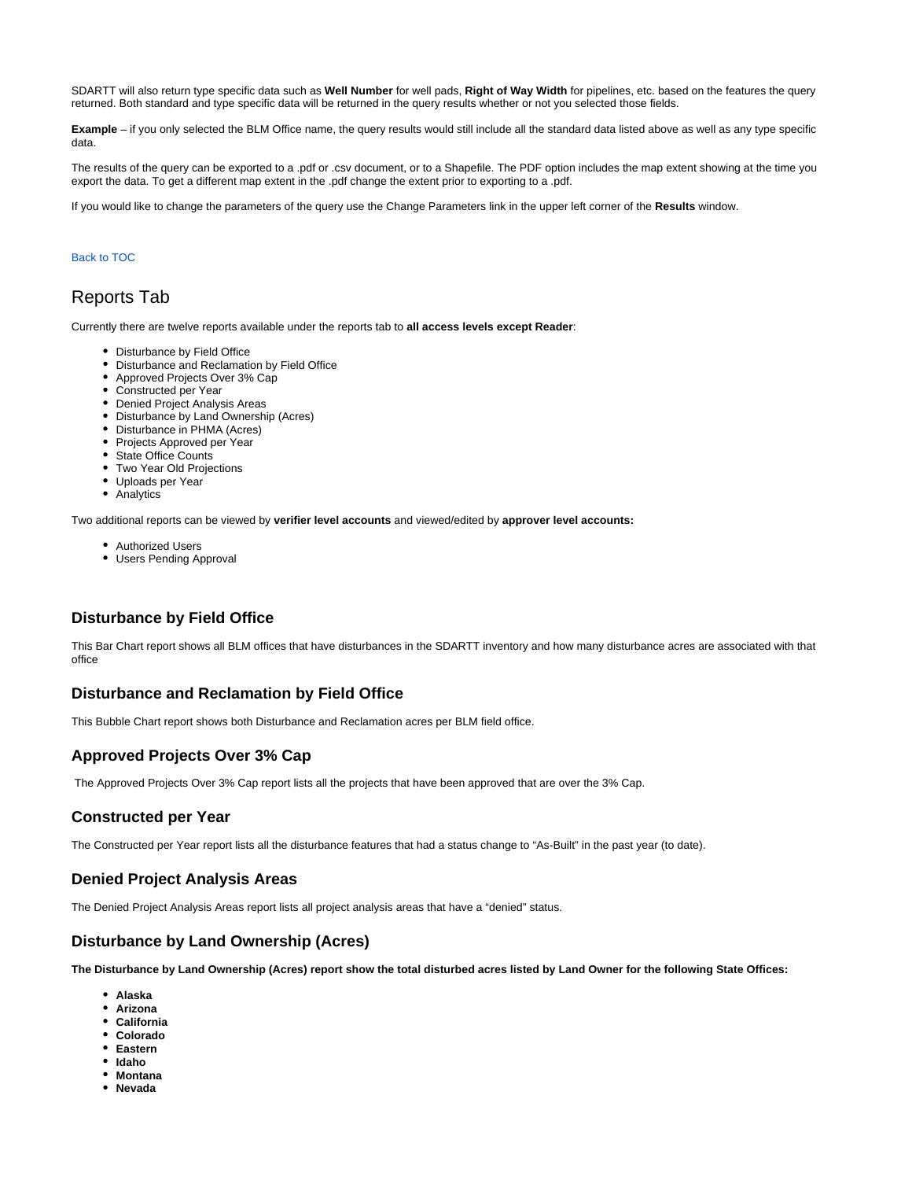SDARTT will also return type specific data such as **Well Number** for well pads, **Right of Way Width** for pipelines, etc. based on the features the query returned. Both standard and type specific data will be returned in the query results whether or not you selected those fields.

**Example** – if you only selected the BLM Office name, the query results would still include all the standard data listed above as well as any type specific data.

The results of the query can be exported to a .pdf or .csv document, or to a Shapefile. The PDF option includes the map extent showing at the time you export the data. To get a different map extent in the .pdf change the extent prior to exporting to a .pdf.

If you would like to change the parameters of the query use the Change Parameters link in the upper left corner of the **Results** window.

Back to TOC

# Reports Tab

Currently there are twelve reports available under the reports tab to **all access levels except Reader**:

- Disturbance by Field Office
- Disturbance and Reclamation by Field Office
- Approved Projects Over 3% Cap
- Constructed per Year
- Denied Project Analysis Areas
- Disturbance by Land Ownership (Acres)
- Disturbance in PHMA (Acres)
- Projects Approved per Year
- State Office Counts
- Two Year Old Projections
- Uploads per Year
- Analytics

Two additional reports can be viewed by **verifier level accounts** and viewed/edited by **approver level accounts:**

- Authorized Users
- Users Pending Approval

### Disturbance by Field Office

This Bar Chart report shows all BLM offices that have disturbances in the SDARTT inventory and how many disturbance acres are associated with that office

### Disturbance and Reclamation by Field Office

This Bubble Chart report shows both Disturbance and Reclamation acres per BLM field office.

### Approved Projects Over 3% Cap

The Approved Projects Over 3% Cap report lists all the projects that have been approved that are over the 3% Cap.

### Constructed per Year

The Constructed per Year report lists all the disturbance features that had a status change to “As-Built” in the past year (to date).

### Denied Project Analysis Areas

The Denied Project Analysis Areas report lists all project analysis areas that have a “denied” status.

### Disturbance by Land Ownership (Acres)

**The Disturbance by Land Ownership (Acres) report show the total disturbed acres listed by Land Owner for the following State Offices:**

- **Alaska**
- **Arizona**
- **California**
- **Colorado**
- **Eastern**
- **Idaho**
- **Montana**
- **Nevada**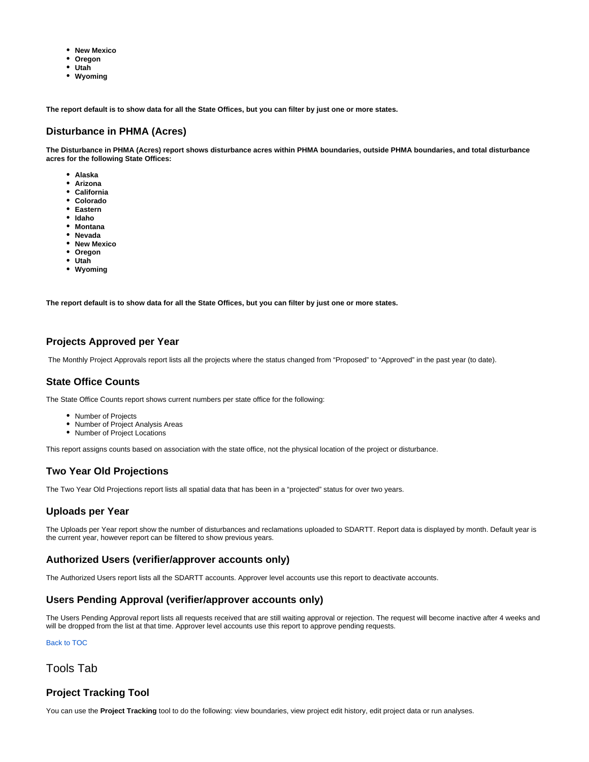- **New Mexico**
- **Oregon**
- **Utah**
- **Wyoming**

**The report default is to show data for all the State Offices, but you can filter by just one or more states.**

### Disturbance in PHMA (Acres)

**The Disturbance in PHMA (Acres) report shows disturbance acres within PHMA boundaries, outside PHMA boundaries, and total disturbance acres for the following State Offices:**

- **Alaska**
- **Arizona**
- **California**
- **Colorado**
- **Eastern**
- **Idaho**
- **Montana**
- **Nevada**
- **New Mexico**
- **Oregon**
- **Utah**
- **Wyoming**

**The report default is to show data for all the State Offices, but you can filter by just one or more states.**

### Projects Approved per Year

The Monthly Project Approvals report lists all the projects where the status changed from "Proposed" to "Approved" in the past year (to date).

### State Office Counts

The State Office Counts report shows current numbers per state office for the following:

- Number of Projects
- Number of Project Analysis Areas
- Number of Project Locations

This report assigns counts based on association with the state office, not the physical location of the project or disturbance.

### Two Year Old Projections

The Two Year Old Projections report lists all spatial data that has been in a "projected" status for over two years.

### Uploads per Year

The Uploads per Year report show the number of disturbances and reclamations uploaded to SDARTT. Report data is displayed by month. Default year is the current year, however report can be filtered to show previous years.

### Authorized Users (verifier/approver accounts only)

The Authorized Users report lists all the SDARTT accounts. Approver level accounts use this report to deactivate accounts.

### Users Pending Approval (verifier/approver accounts only)

The Users Pending Approval report lists all requests received that are still waiting approval or rejection. The request will become inactive after 4 weeks and will be dropped from the list at that time. Approver level accounts use this report to approve pending requests.

Back to TOC

## Tools Tab

### Project Tracking Tool

You can use the **Project Tracking** tool to do the following: view boundaries, view project edit history, edit project data or run analyses.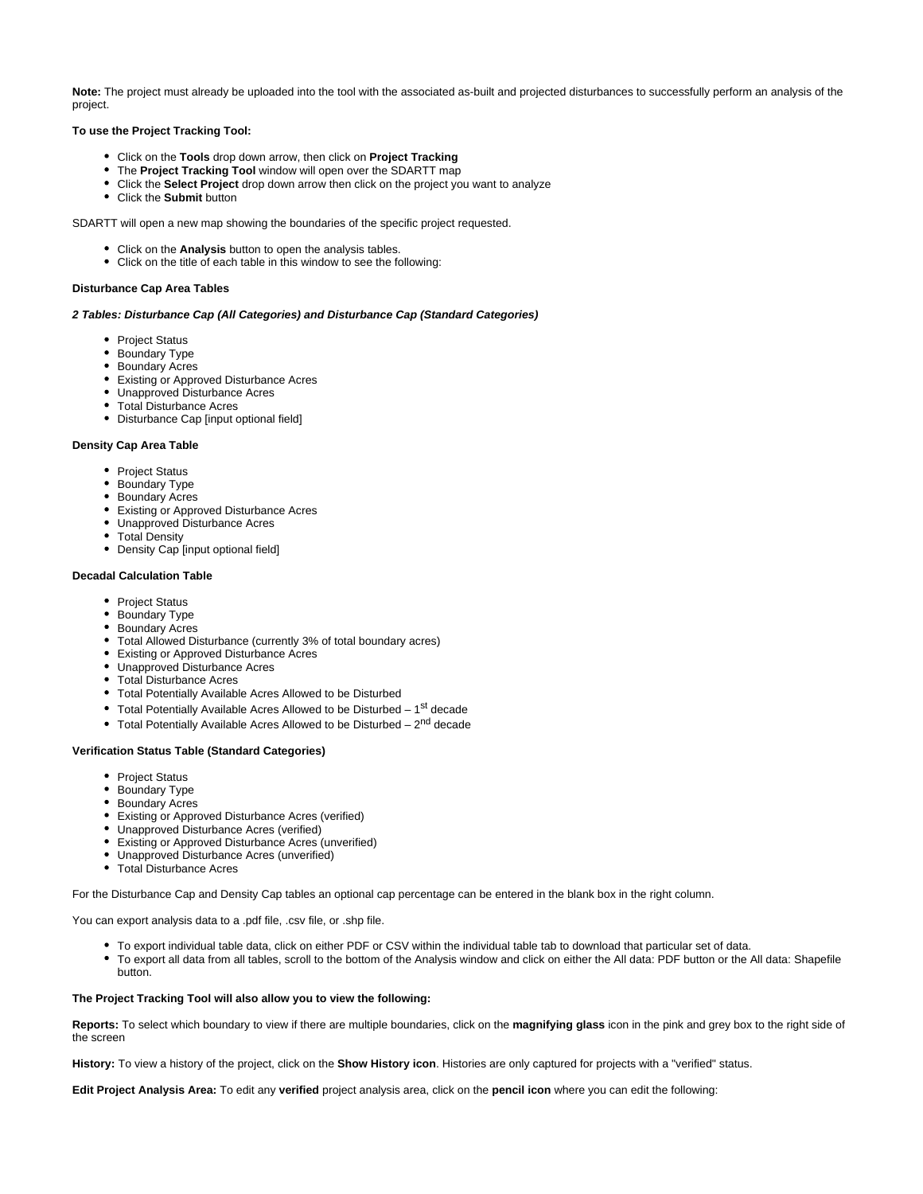**Note:** The project must already be uploaded into the tool with the associated as-built and projected disturbances to successfully perform an analysis of the project.

**To use the Project Tracking Tool:**

- Click on the **Tools** drop down arrow, then click on **Project Tracking**
- The **Project Tracking Tool** window will open over the SDARTT map
- Click the **Select Project** drop down arrow then click on the project you want to analyze
- Click the **Submit** button

SDARTT will open a new map showing the boundaries of the specific project requested.

- Click on the **Analysis** button to open the analysis tables.
- Click on the title of each table in this window to see the following:

**Disturbance Cap Area Tables**

***2 Tables: Disturbance Cap (All Categories) and Disturbance Cap (Standard Categories)***

- Project Status
- Boundary Type
- Boundary Acres
- Existing or Approved Disturbance Acres
- Unapproved Disturbance Acres
- Total Disturbance Acres
- Disturbance Cap [input optional field]

**Density Cap Area Table**

- Project Status
- Boundary Type
- Boundary Acres
- Existing or Approved Disturbance Acres
- Unapproved Disturbance Acres
- Total Density
- Density Cap [input optional field]

**Decadal Calculation Table**

- Project Status
- Boundary Type
- Boundary Acres
- Total Allowed Disturbance (currently 3% of total boundary acres)
- Existing or Approved Disturbance Acres
- Unapproved Disturbance Acres
- Total Disturbance Acres
- Total Potentially Available Acres Allowed to be Disturbed
- Total Potentially Available Acres Allowed to be Disturbed – 1st decade
- Total Potentially Available Acres Allowed to be Disturbed – 2nd decade

**Verification Status Table (Standard Categories)**

- Project Status
- Boundary Type
- Boundary Acres
- Existing or Approved Disturbance Acres (verified)
- Unapproved Disturbance Acres (verified)
- Existing or Approved Disturbance Acres (unverified)
- Unapproved Disturbance Acres (unverified)
- Total Disturbance Acres

For the Disturbance Cap and Density Cap tables an optional cap percentage can be entered in the blank box in the right column.

You can export analysis data to a .pdf file, .csv file, or .shp file.

- To export individual table data, click on either PDF or CSV within the individual table tab to download that particular set of data.
- To export all data from all tables, scroll to the bottom of the Analysis window and click on either the All data: PDF button or the All data: Shapefile button.

**The Project Tracking Tool will also allow you to view the following:**

**Reports:** To select which boundary to view if there are multiple boundaries, click on the **magnifying glass** icon in the pink and grey box to the right side of the screen

**History:** To view a history of the project, click on the **Show History icon**. Histories are only captured for projects with a "verified" status.

**Edit Project Analysis Area:** To edit any **verified** project analysis area, click on the **pencil icon** where you can edit the following: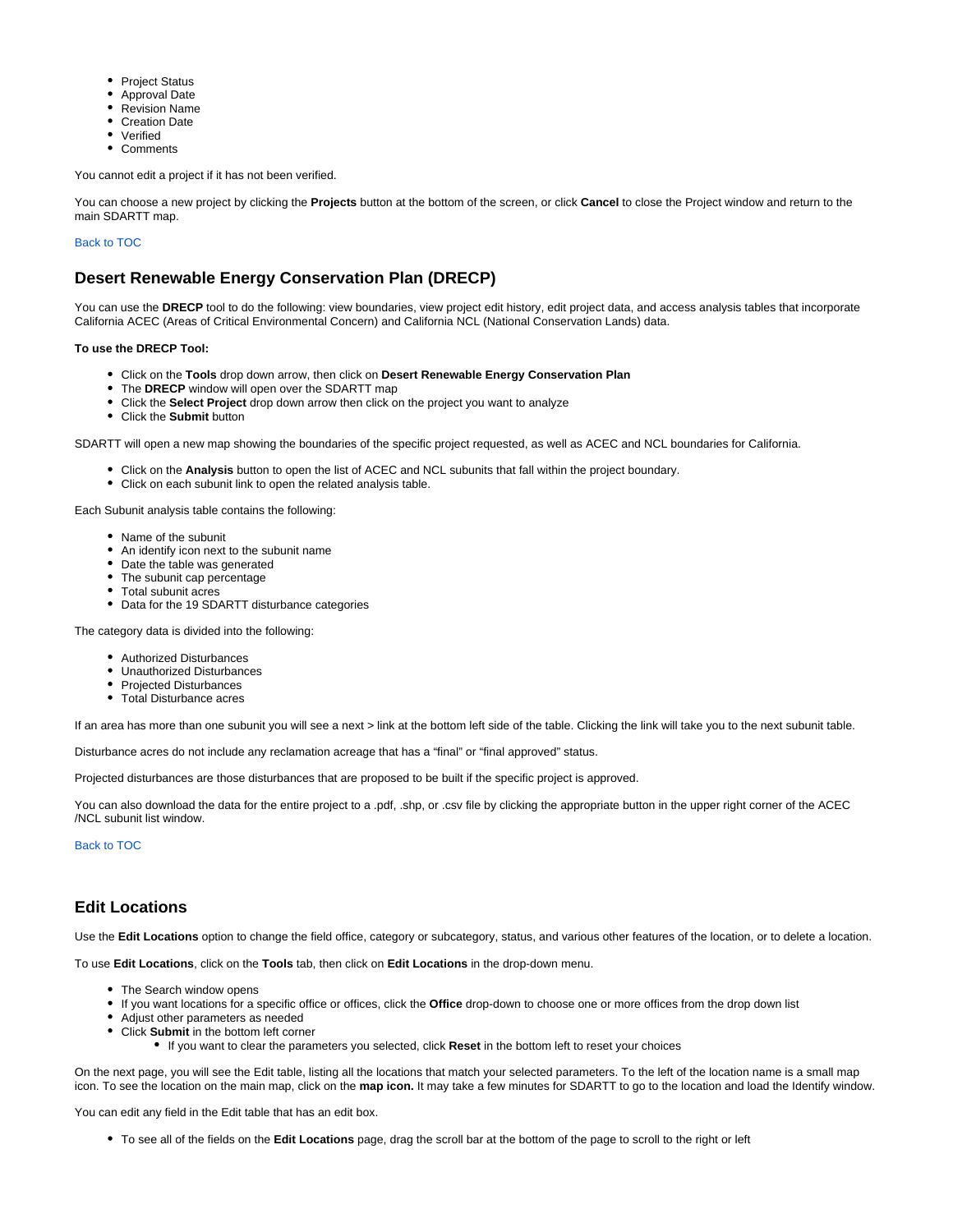- Project Status
- Approval Date
- Revision Name
- Creation Date
- Verified
- Comments

You cannot edit a project if it has not been verified.

You can choose a new project by clicking the **Projects** button at the bottom of the screen, or click **Cancel** to close the Project window and return to the main SDARTT map.

Back to TOC

## Desert Renewable Energy Conservation Plan (DRECP)

You can use the **DRECP** tool to do the following: view boundaries, view project edit history, edit project data, and access analysis tables that incorporate California ACEC (Areas of Critical Environmental Concern) and California NCL (National Conservation Lands) data.

**To use the DRECP Tool:**

- Click on the **Tools** drop down arrow, then click on **Desert Renewable Energy Conservation Plan**
- The **DRECP** window will open over the SDARTT map
- Click the **Select Project** drop down arrow then click on the project you want to analyze
- Click the **Submit** button

SDARTT will open a new map showing the boundaries of the specific project requested, as well as ACEC and NCL boundaries for California.

- Click on the **Analysis** button to open the list of ACEC and NCL subunits that fall within the project boundary.
- Click on each subunit link to open the related analysis table.

Each Subunit analysis table contains the following:

- Name of the subunit
- An identify icon next to the subunit name
- Date the table was generated
- The subunit cap percentage
- Total subunit acres
- Data for the 19 SDARTT disturbance categories

The category data is divided into the following:

- Authorized Disturbances
- Unauthorized Disturbances
- Projected Disturbances
- Total Disturbance acres

If an area has more than one subunit you will see a next > link at the bottom left side of the table. Clicking the link will take you to the next subunit table.

Disturbance acres do not include any reclamation acreage that has a “final” or “final approved” status.

Projected disturbances are those disturbances that are proposed to be built if the specific project is approved.

You can also download the data for the entire project to a .pdf, .shp, or .csv file by clicking the appropriate button in the upper right corner of the ACEC /NCL subunit list window.

Back to TOC

## Edit Locations

Use the **Edit Locations** option to change the field office, category or subcategory, status, and various other features of the location, or to delete a location.

To use **Edit Locations**, click on the **Tools** tab, then click on **Edit Locations** in the drop-down menu.

- The Search window opens
- If you want locations for a specific office or offices, click the **Office** drop-down to choose one or more offices from the drop down list
- Adjust other parameters as needed
- Click **Submit** in the bottom left corner
    - If you want to clear the parameters you selected, click **Reset** in the bottom left to reset your choices

On the next page, you will see the Edit table, listing all the locations that match your selected parameters. To the left of the location name is a small map icon. To see the location on the main map, click on the **map icon.** It may take a few minutes for SDARTT to go to the location and load the Identify window.

You can edit any field in the Edit table that has an edit box.

- To see all of the fields on the **Edit Locations** page, drag the scroll bar at the bottom of the page to scroll to the right or left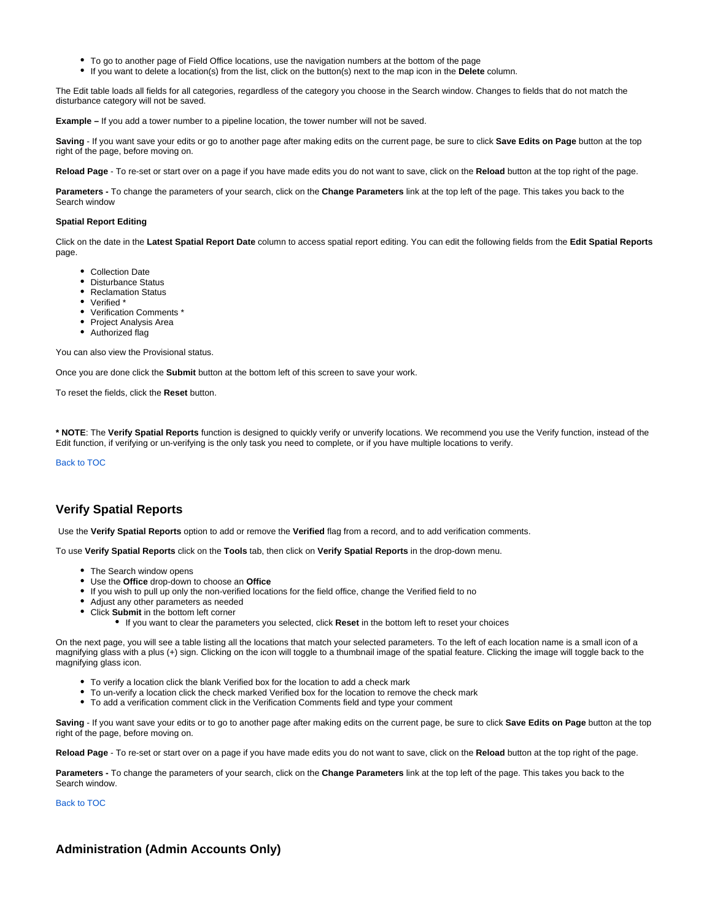- To go to another page of Field Office locations, use the navigation numbers at the bottom of the page
- If you want to delete a location(s) from the list, click on the button(s) next to the map icon in the **Delete** column.

The Edit table loads all fields for all categories, regardless of the category you choose in the Search window. Changes to fields that do not match the disturbance category will not be saved.

**Example –** If you add a tower number to a pipeline location, the tower number will not be saved.

**Saving** - If you want save your edits or go to another page after making edits on the current page, be sure to click **Save Edits on Page** button at the top right of the page, before moving on.

**Reload Page** - To re-set or start over on a page if you have made edits you do not want to save, click on the **Reload** button at the top right of the page.

**Parameters -** To change the parameters of your search, click on the **Change Parameters** link at the top left of the page. This takes you back to the Search window

**Spatial Report Editing**

Click on the date in the **Latest Spatial Report Date** column to access spatial report editing. You can edit the following fields from the **Edit Spatial Reports** page.

- Collection Date
- Disturbance Status
- Reclamation Status
- Verified *
- Verification Comments *
- Project Analysis Area
- Authorized flag

You can also view the Provisional status.

Once you are done click the **Submit** button at the bottom left of this screen to save your work.

To reset the fields, click the **Reset** button.

**\* NOTE**: The **Verify Spatial Reports** function is designed to quickly verify or unverify locations. We recommend you use the Verify function, instead of the Edit function, if verifying or un-verifying is the only task you need to complete, or if you have multiple locations to verify.

Back to TOC

## Verify Spatial Reports

Use the **Verify Spatial Reports** option to add or remove the **Verified** flag from a record, and to add verification comments.

To use **Verify Spatial Reports** click on the **Tools** tab, then click on **Verify Spatial Reports** in the drop-down menu.

- The Search window opens
- Use the **Office** drop-down to choose an **Office**
- If you wish to pull up only the non-verified locations for the field office, change the Verified field to no
- Adjust any other parameters as needed
- Click **Submit** in the bottom left corner
  - If you want to clear the parameters you selected, click **Reset** in the bottom left to reset your choices

On the next page, you will see a table listing all the locations that match your selected parameters. To the left of each location name is a small icon of a magnifying glass with a plus (+) sign. Clicking on the icon will toggle to a thumbnail image of the spatial feature. Clicking the image will toggle back to the magnifying glass icon.

- To verify a location click the blank Verified box for the location to add a check mark
- To un-verify a location click the check marked Verified box for the location to remove the check mark
- To add a verification comment click in the Verification Comments field and type your comment

**Saving** - If you want save your edits or to go to another page after making edits on the current page, be sure to click **Save Edits on Page** button at the top right of the page, before moving on.

**Reload Page** - To re-set or start over on a page if you have made edits you do not want to save, click on the **Reload** button at the top right of the page.

**Parameters -** To change the parameters of your search, click on the **Change Parameters** link at the top left of the page. This takes you back to the Search window.

Back to TOC

## Administration (Admin Accounts Only)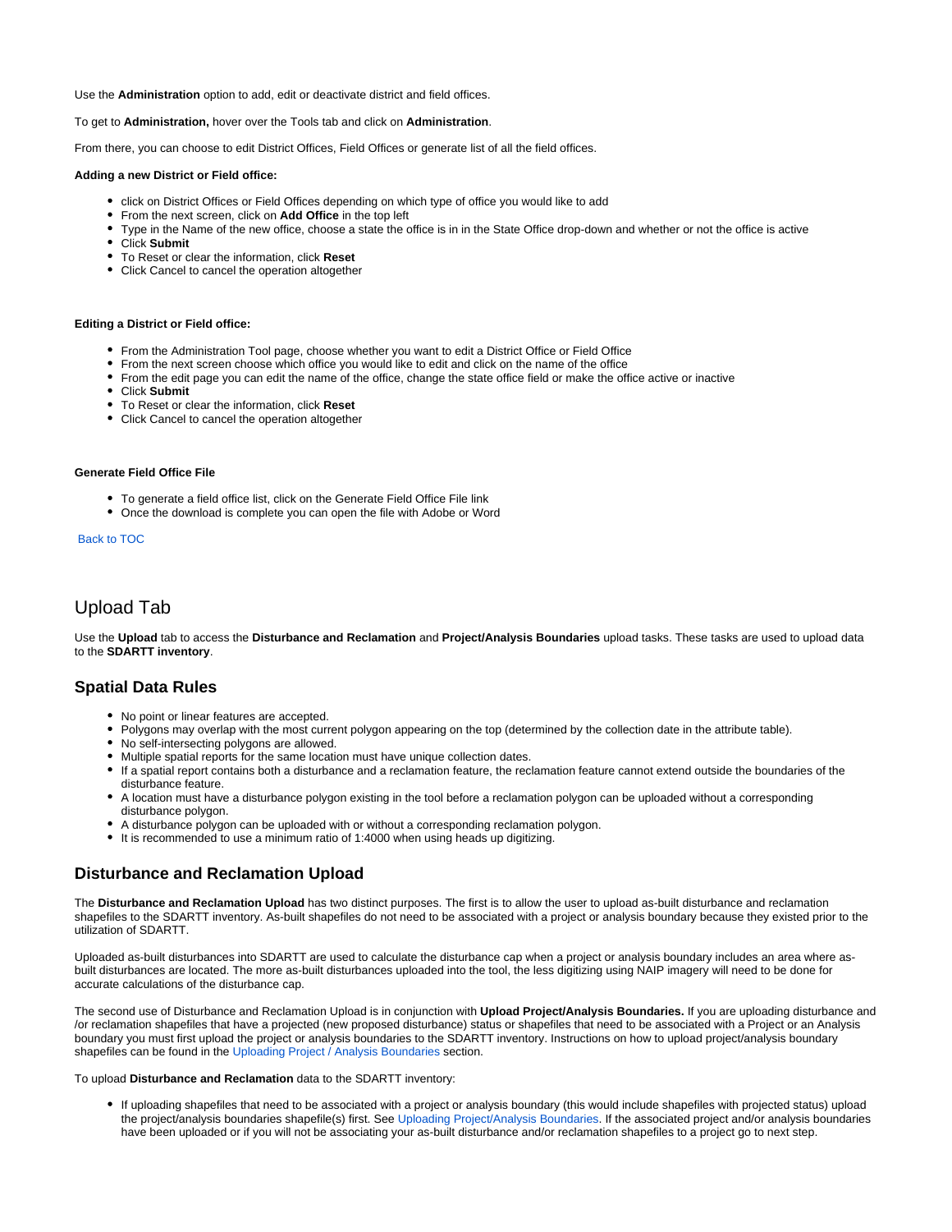Use the **Administration** option to add, edit or deactivate district and field offices.

To get to **Administration,** hover over the Tools tab and click on **Administration**.

From there, you can choose to edit District Offices, Field Offices or generate list of all the field offices.

**Adding a new District or Field office:**

- click on District Offices or Field Offices depending on which type of office you would like to add
- From the next screen, click on **Add Office** in the top left
- Type in the Name of the new office, choose a state the office is in in the State Office drop-down and whether or not the office is active
- Click **Submit**
- To Reset or clear the information, click **Reset**
- Click Cancel to cancel the operation altogether

**Editing a District or Field office:**

- From the Administration Tool page, choose whether you want to edit a District Office or Field Office
- From the next screen choose which office you would like to edit and click on the name of the office
- From the edit page you can edit the name of the office, change the state office field or make the office active or inactive
- Click **Submit**
- To Reset or clear the information, click **Reset**
- Click Cancel to cancel the operation altogether

**Generate Field Office File**

- To generate a field office list, click on the Generate Field Office File link
- Once the download is complete you can open the file with Adobe or Word

Back to TOC

# Upload Tab

Use the **Upload** tab to access the **Disturbance and Reclamation** and **Project/Analysis Boundaries** upload tasks. These tasks are used to upload data to the **SDARTT inventory**.

## Spatial Data Rules

- No point or linear features are accepted.
- Polygons may overlap with the most current polygon appearing on the top (determined by the collection date in the attribute table).
- No self-intersecting polygons are allowed.
- Multiple spatial reports for the same location must have unique collection dates.
- If a spatial report contains both a disturbance and a reclamation feature, the reclamation feature cannot extend outside the boundaries of the disturbance feature.
- A location must have a disturbance polygon existing in the tool before a reclamation polygon can be uploaded without a corresponding disturbance polygon.
- A disturbance polygon can be uploaded with or without a corresponding reclamation polygon.
- It is recommended to use a minimum ratio of 1:4000 when using heads up digitizing.

## Disturbance and Reclamation Upload

The **Disturbance and Reclamation Upload** has two distinct purposes. The first is to allow the user to upload as-built disturbance and reclamation shapefiles to the SDARTT inventory. As-built shapefiles do not need to be associated with a project or analysis boundary because they existed prior to the utilization of SDARTT.

Uploaded as-built disturbances into SDARTT are used to calculate the disturbance cap when a project or analysis boundary includes an area where as-built disturbances are located. The more as-built disturbances uploaded into the tool, the less digitizing using NAIP imagery will need to be done for accurate calculations of the disturbance cap.

The second use of Disturbance and Reclamation Upload is in conjunction with **Upload Project/Analysis Boundaries.** If you are uploading disturbance and /or reclamation shapefiles that have a projected (new proposed disturbance) status or shapefiles that need to be associated with a Project or an Analysis boundary you must first upload the project or analysis boundaries to the SDARTT inventory. Instructions on how to upload project/analysis boundary shapefiles can be found in the Uploading Project / Analysis Boundaries section.

To upload **Disturbance and Reclamation** data to the SDARTT inventory:

- If uploading shapefiles that need to be associated with a project or analysis boundary (this would include shapefiles with projected status) upload the project/analysis boundaries shapefile(s) first. See Uploading Project/Analysis Boundaries. If the associated project and/or analysis boundaries have been uploaded or if you will not be associating your as-built disturbance and/or reclamation shapefiles to a project go to next step.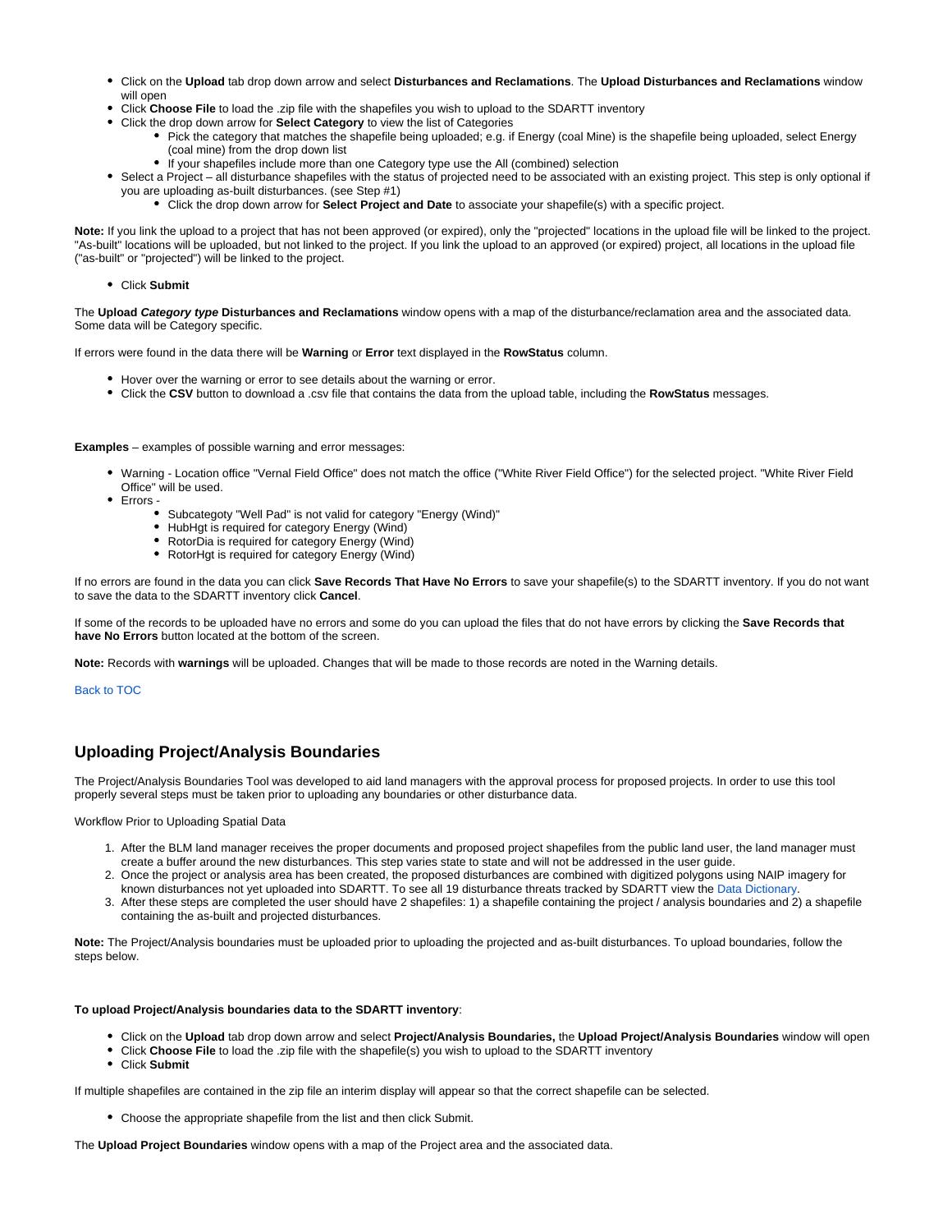- Click on the **Upload** tab drop down arrow and select **Disturbances and Reclamations**. The **Upload Disturbances and Reclamations** window will open
- Click **Choose File** to load the .zip file with the shapefiles you wish to upload to the SDARTT inventory
- Click the drop down arrow for **Select Category** to view the list of Categories
  - Pick the category that matches the shapefile being uploaded; e.g. if Energy (coal Mine) is the shapefile being uploaded, select Energy (coal mine) from the drop down list
  - If your shapefiles include more than one Category type use the All (combined) selection
- Select a Project – all disturbance shapefiles with the status of projected need to be associated with an existing project. This step is only optional if you are uploading as-built disturbances. (see Step #1)
  - Click the drop down arrow for **Select Project and Date** to associate your shapefile(s) with a specific project.

**Note:** If you link the upload to a project that has not been approved (or expired), only the "projected" locations in the upload file will be linked to the project. "As-built" locations will be uploaded, but not linked to the project. If you link the upload to an approved (or expired) project, all locations in the upload file ("as-built" or "projected") will be linked to the project.

- Click **Submit**

The **Upload *Category type* Disturbances and Reclamations** window opens with a map of the disturbance/reclamation area and the associated data. Some data will be Category specific.

If errors were found in the data there will be **Warning** or **Error** text displayed in the **RowStatus** column.

- Hover over the warning or error to see details about the warning or error.
- Click the **CSV** button to download a .csv file that contains the data from the upload table, including the **RowStatus** messages.

**Examples** – examples of possible warning and error messages:

- Warning - Location office "Vernal Field Office" does not match the office ("White River Field Office") for the selected project. "White River Field Office" will be used.
- Errors -
  - Subcategoty "Well Pad" is not valid for category "Energy (Wind)"
  - HubHgt is required for category Energy (Wind)
  - RotorDia is required for category Energy (Wind)
  - RotorHgt is required for category Energy (Wind)

If no errors are found in the data you can click **Save Records That Have No Errors** to save your shapefile(s) to the SDARTT inventory. If you do not want to save the data to the SDARTT inventory click **Cancel**.

If some of the records to be uploaded have no errors and some do you can upload the files that do not have errors by clicking the **Save Records that have No Errors** button located at the bottom of the screen.

**Note:** Records with **warnings** will be uploaded. Changes that will be made to those records are noted in the Warning details.

Back to TOC

## Uploading Project/Analysis Boundaries

The Project/Analysis Boundaries Tool was developed to aid land managers with the approval process for proposed projects. In order to use this tool properly several steps must be taken prior to uploading any boundaries or other disturbance data.

Workflow Prior to Uploading Spatial Data

1. After the BLM land manager receives the proper documents and proposed project shapefiles from the public land user, the land manager must create a buffer around the new disturbances. This step varies state to state and will not be addressed in the user guide.
2. Once the project or analysis area has been created, the proposed disturbances are combined with digitized polygons using NAIP imagery for known disturbances not yet uploaded into SDARTT. To see all 19 disturbance threats tracked by SDARTT view the Data Dictionary.
3. After these steps are completed the user should have 2 shapefiles: 1) a shapefile containing the project / analysis boundaries and 2) a shapefile containing the as-built and projected disturbances.

**Note:** The Project/Analysis boundaries must be uploaded prior to uploading the projected and as-built disturbances. To upload boundaries, follow the steps below.

**To upload Project/Analysis boundaries data to the SDARTT inventory**:

- Click on the **Upload** tab drop down arrow and select **Project/Analysis Boundaries,** the **Upload Project/Analysis Boundaries** window will open
- Click **Choose File** to load the .zip file with the shapefile(s) you wish to upload to the SDARTT inventory
- Click **Submit**

If multiple shapefiles are contained in the zip file an interim display will appear so that the correct shapefile can be selected.

- Choose the appropriate shapefile from the list and then click Submit.

The **Upload Project Boundaries** window opens with a map of the Project area and the associated data.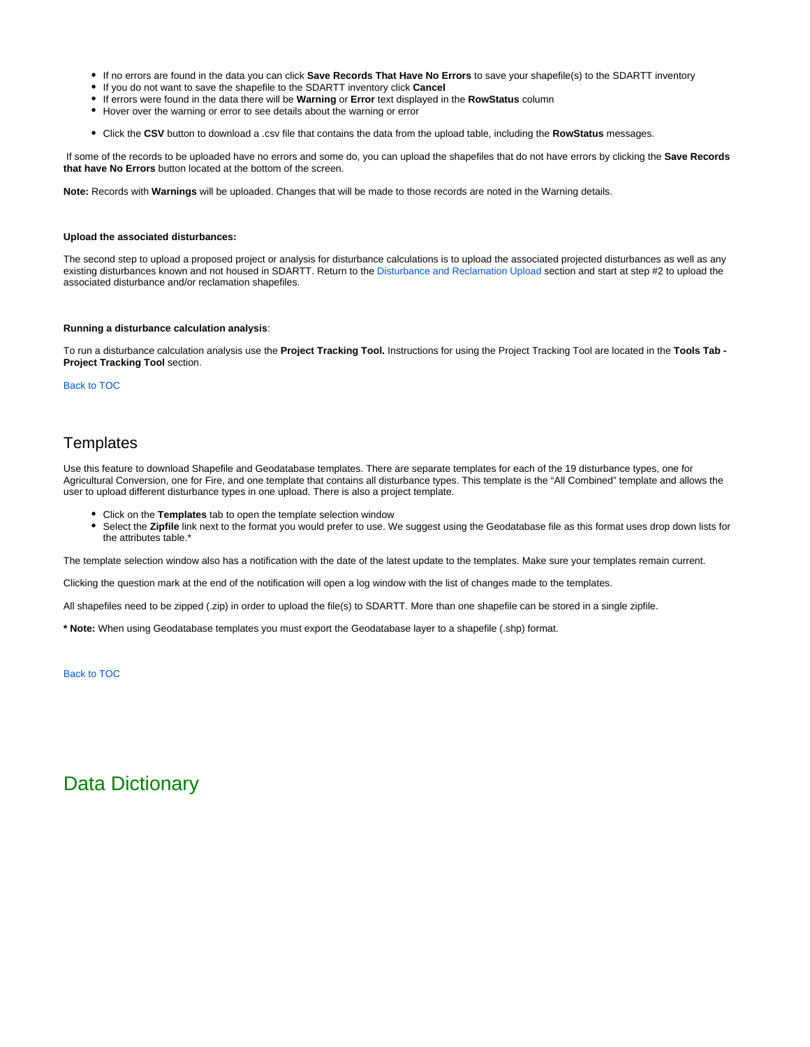- If no errors are found in the data you can click **Save Records That Have No Errors** to save your shapefile(s) to the SDARTT inventory
- If you do not want to save the shapefile to the SDARTT inventory click **Cancel**
- If errors were found in the data there will be **Warning** or **Error** text displayed in the **RowStatus** column
- Hover over the warning or error to see details about the warning or error

- Click the **CSV** button to download a .csv file that contains the data from the upload table, including the **RowStatus** messages.

If some of the records to be uploaded have no errors and some do, you can upload the shapefiles that do not have errors by clicking the **Save Records that have No Errors** button located at the bottom of the screen.

**Note:** Records with **Warnings** will be uploaded. Changes that will be made to those records are noted in the Warning details.

**Upload the associated disturbances:**

The second step to upload a proposed project or analysis for disturbance calculations is to upload the associated projected disturbances as well as any existing disturbances known and not housed in SDARTT. Return to the Disturbance and Reclamation Upload section and start at step #2 to upload the associated disturbance and/or reclamation shapefiles.

**Running a disturbance calculation analysis**:

To run a disturbance calculation analysis use the **Project Tracking Tool.** Instructions for using the Project Tracking Tool are located in the **Tools Tab - Project Tracking Tool** section.

Back to TOC

## Templates

Use this feature to download Shapefile and Geodatabase templates. There are separate templates for each of the 19 disturbance types, one for Agricultural Conversion, one for Fire, and one template that contains all disturbance types. This template is the “All Combined” template and allows the user to upload different disturbance types in one upload. There is also a project template.

- Click on the **Templates** tab to open the template selection window
- Select the **Zipfile** link next to the format you would prefer to use. We suggest using the Geodatabase file as this format uses drop down lists for the attributes table.*

The template selection window also has a notification with the date of the latest update to the templates. Make sure your templates remain current.

Clicking the question mark at the end of the notification will open a log window with the list of changes made to the templates.

All shapefiles need to be zipped (.zip) in order to upload the file(s) to SDARTT. More than one shapefile can be stored in a single zipfile.

**\* Note:** When using Geodatabase templates you must export the Geodatabase layer to a shapefile (.shp) format.

Back to TOC

# Data Dictionary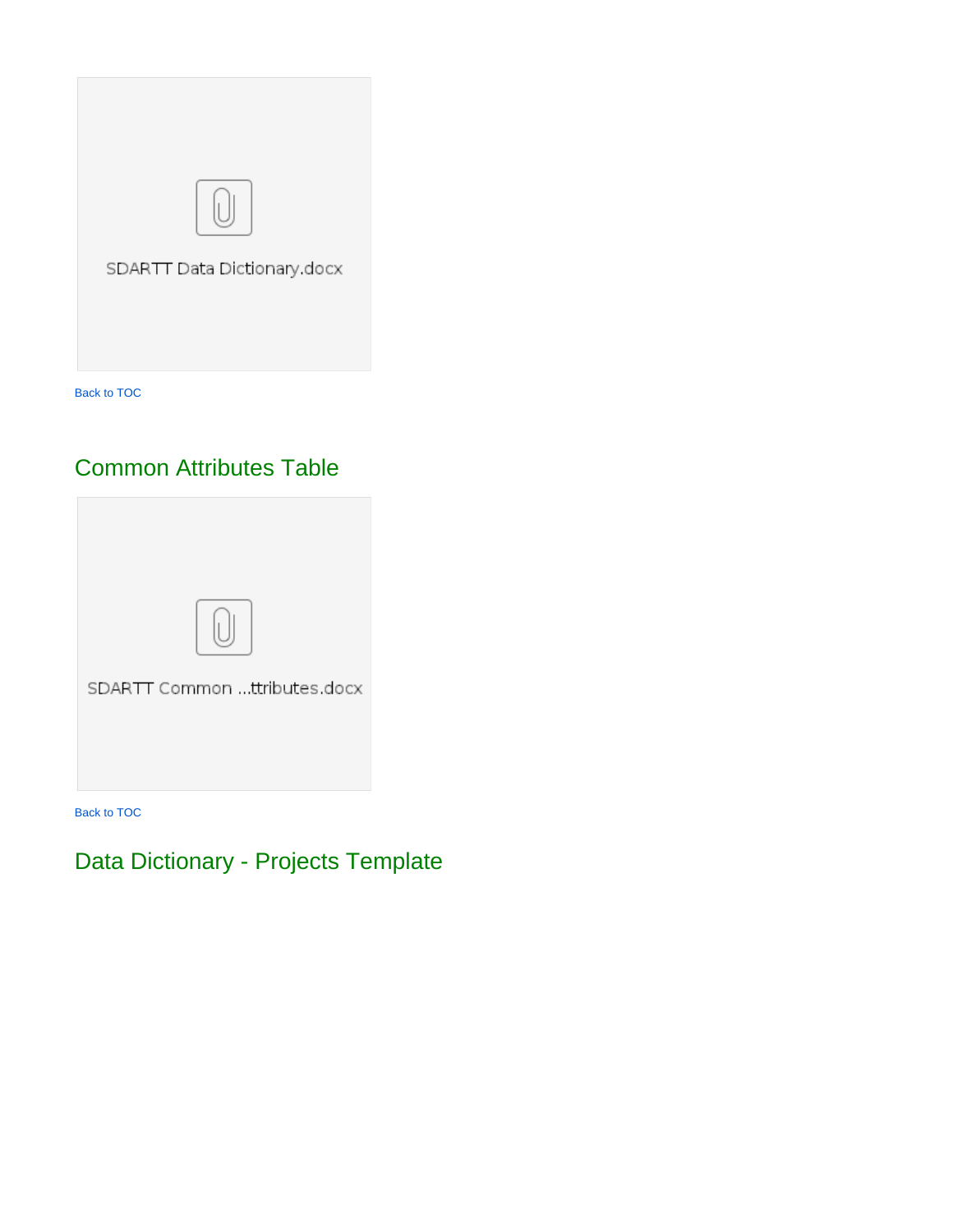SDARTT Data Dictionary.docx

Back to TOC

## Common Attributes Table

SDARTT Common ...ttributes.docx

Back to TOC

## Data Dictionary - Projects Template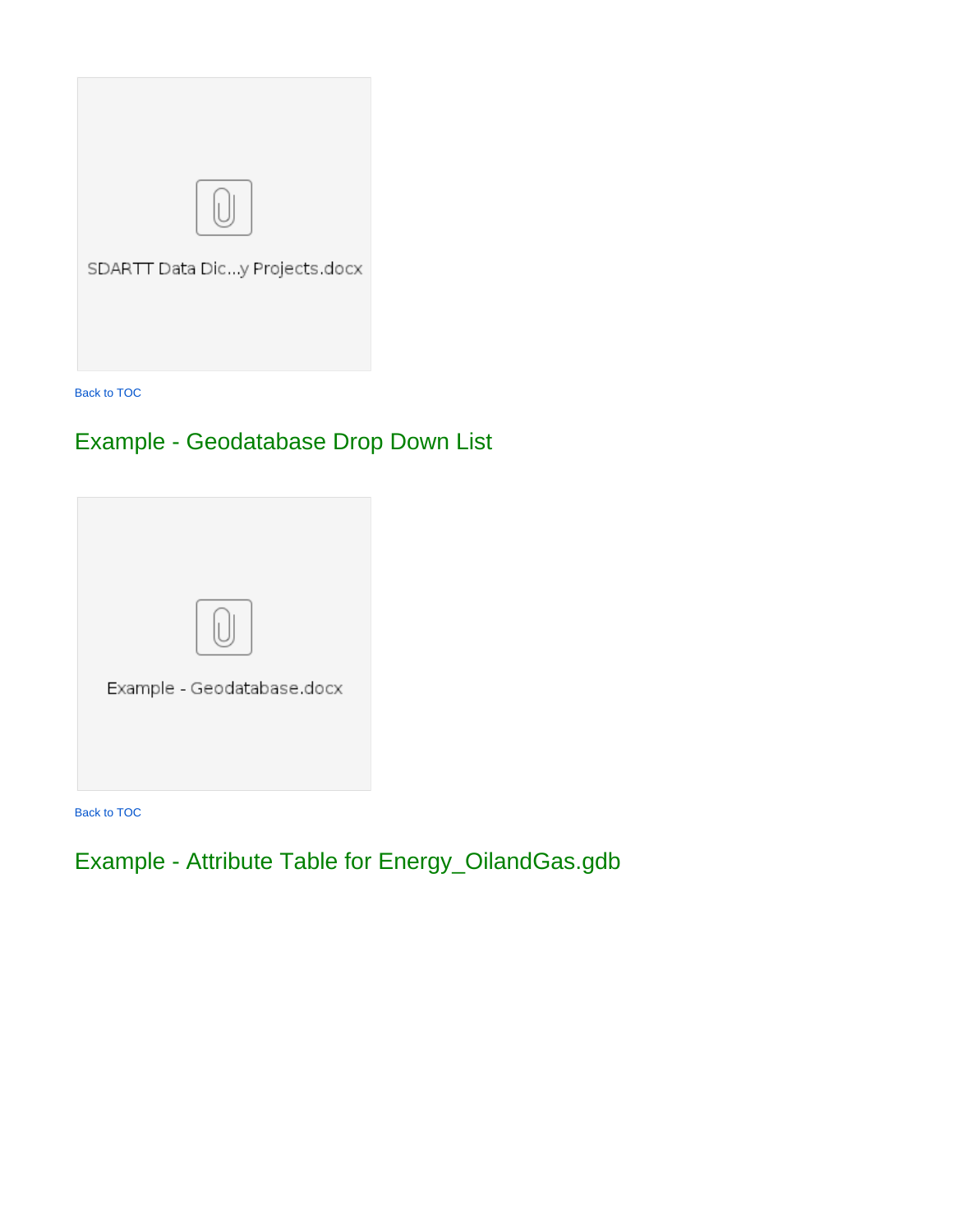SDARTT Data Dic...y Projects.docx

Back to TOC

## Example - Geodatabase Drop Down List

Example - Geodatabase.docx

Back to TOC

## Example - Attribute Table for Energy_OilandGas.gdb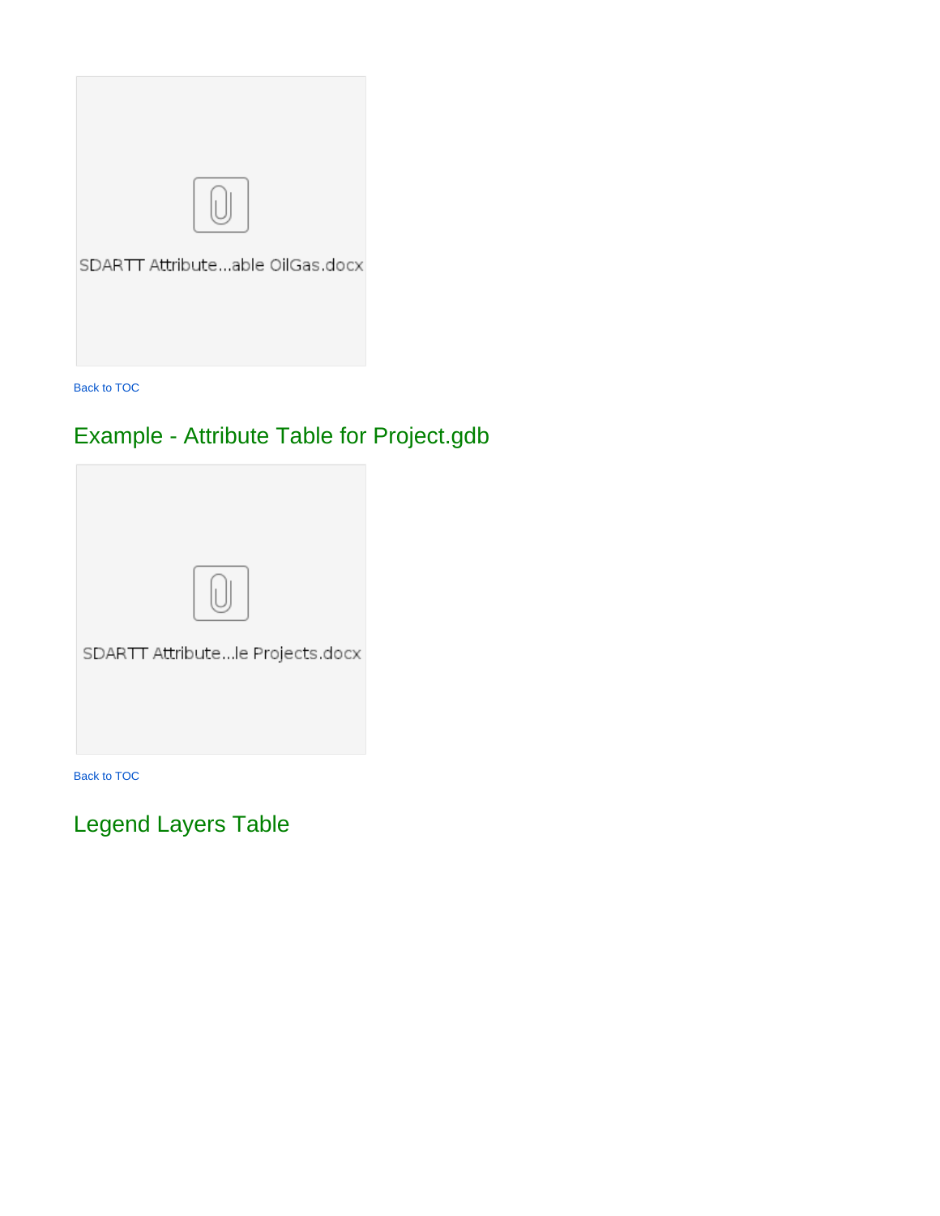SDARTT Attribute...able OilGas.docx

Back to TOC

## Example - Attribute Table for Project.gdb

SDARTT Attribute...le Projects.docx

Back to TOC

## Legend Layers Table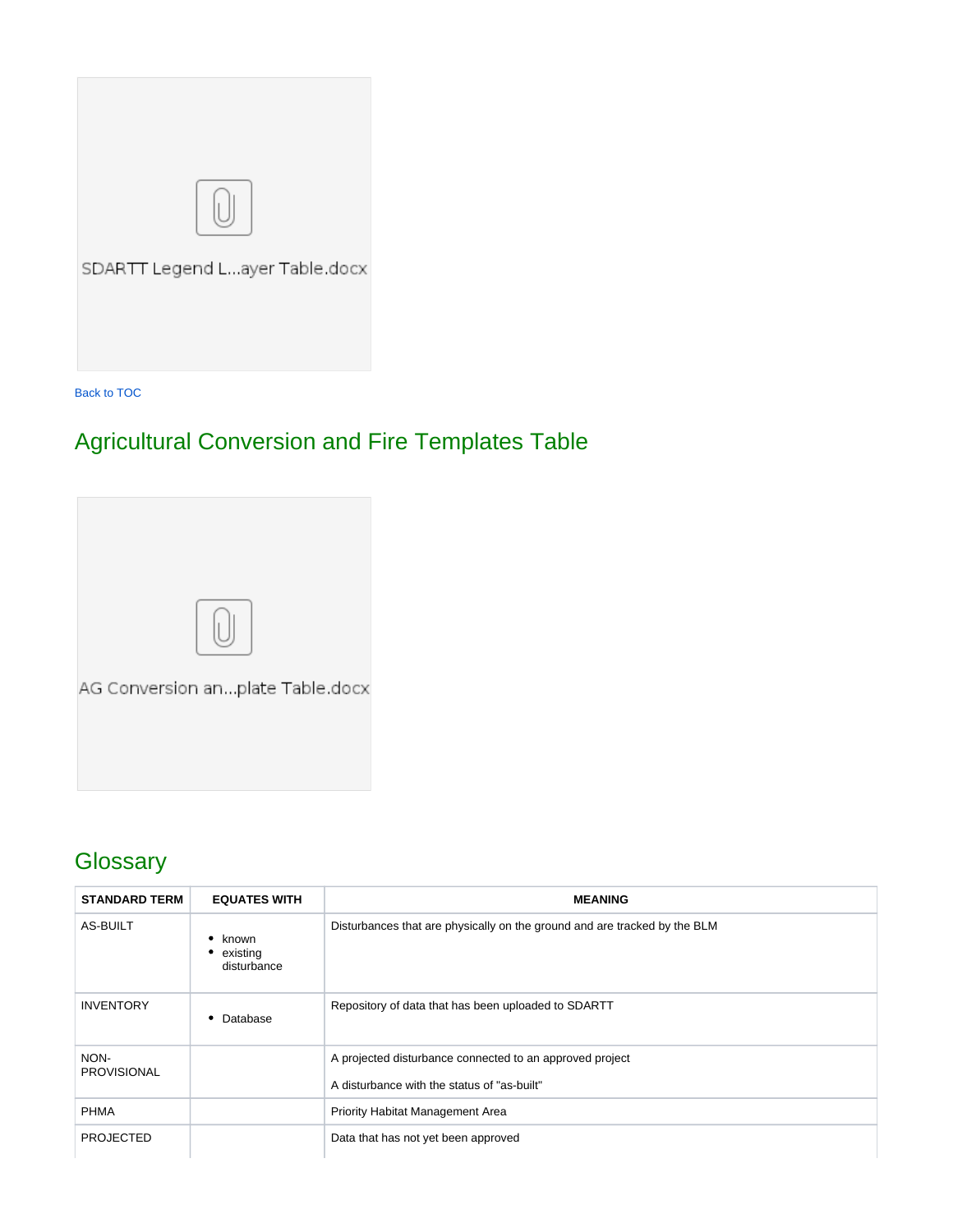SDARTT Legend L...ayer Table.docx

Back to TOC

## Agricultural Conversion and Fire Templates Table

AG Conversion an...plate Table.docx

## Glossary

| STANDARD TERM | EQUATES WITH | MEANING |
|---|---|---|
| AS-BUILT | • known<br>• existing disturbance | Disturbances that are physically on the ground and are tracked by the BLM |
| INVENTORY | • Database | Repository of data that has been uploaded to SDARTT |
| NON-PROVISIONAL | | A projected disturbance connected to an approved project<br><br>A disturbance with the status of "as-built" |
| PHMA | | Priority Habitat Management Area |
| PROJECTED | | Data that has not yet been approved |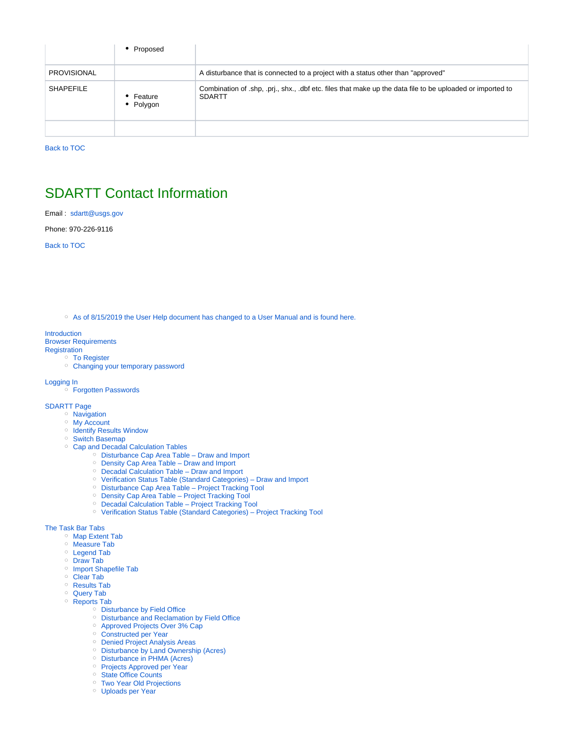| | • Proposed | |
|---|---|---|
| PROVISIONAL | | A disturbance that is connected to a project with a status other than "approved" |
| SHAPEFILE | • Feature<br>• Polygon | Combination of .shp, .prj., shx., .dbf etc. files that make up the data file to be uploaded or imported to SDARTT |
| | | |

Back to TOC

# SDARTT Contact Information

Email : sdartt@usgs.gov

Phone: 970-226-9116

Back to TOC

- As of 8/15/2019 the User Help document has changed to a User Manual and is found here.

Introduction
Browser Requirements
Registration
- To Register
- Changing your temporary password

Logging In
- Forgotten Passwords

SDARTT Page
- Navigation
- My Account
- Identify Results Window
- Switch Basemap
- Cap and Decadal Calculation Tables
  - Disturbance Cap Area Table – Draw and Import
  - Density Cap Area Table – Draw and Import
  - Decadal Calculation Table – Draw and Import
  - Verification Status Table (Standard Categories) – Draw and Import
  - Disturbance Cap Area Table – Project Tracking Tool
  - Density Cap Area Table – Project Tracking Tool
  - Decadal Calculation Table – Project Tracking Tool
  - Verification Status Table (Standard Categories) – Project Tracking Tool

The Task Bar Tabs
- Map Extent Tab
- Measure Tab
- Legend Tab
- Draw Tab
- Import Shapefile Tab
- Clear Tab
- Results Tab
- Query Tab
- Reports Tab
  - Disturbance by Field Office
  - Disturbance and Reclamation by Field Office
  - Approved Projects Over 3% Cap
  - Constructed per Year
  - Denied Project Analysis Areas
  - Disturbance by Land Ownership (Acres)
  - Disturbance in PHMA (Acres)
  - Projects Approved per Year
  - State Office Counts
  - Two Year Old Projections
  - Uploads per Year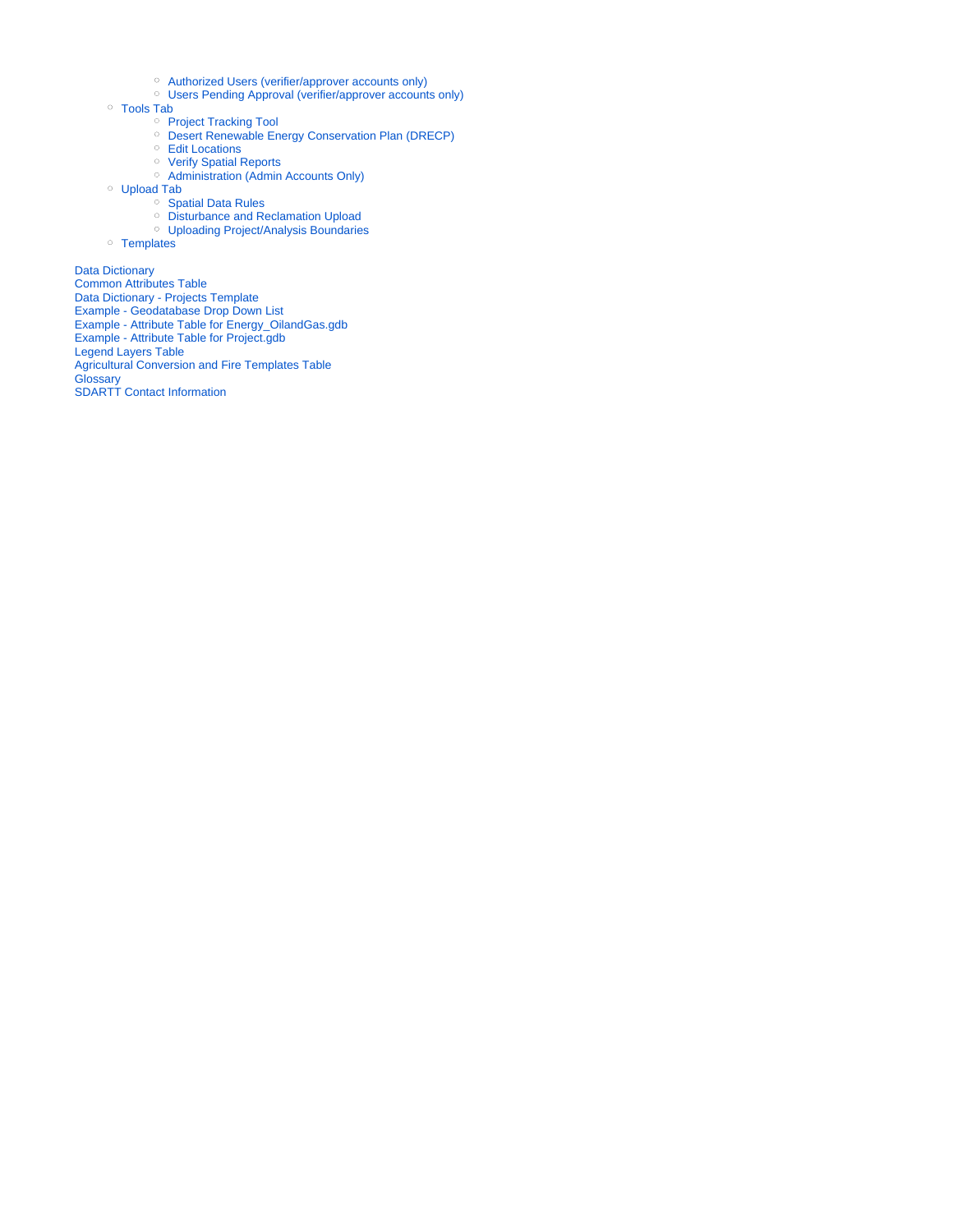- Authorized Users (verifier/approver accounts only)
        - Users Pending Approval (verifier/approver accounts only)
    - Tools Tab
        - Project Tracking Tool
        - Desert Renewable Energy Conservation Plan (DRECP)
        - Edit Locations
        - Verify Spatial Reports
        - Administration (Admin Accounts Only)
    - Upload Tab
        - Spatial Data Rules
        - Disturbance and Reclamation Upload
        - Uploading Project/Analysis Boundaries
    - Templates

Data Dictionary
Common Attributes Table
Data Dictionary - Projects Template
Example - Geodatabase Drop Down List
Example - Attribute Table for Energy_OilandGas.gdb
Example - Attribute Table for Project.gdb
Legend Layers Table
Agricultural Conversion and Fire Templates Table
Glossary
SDARTT Contact Information